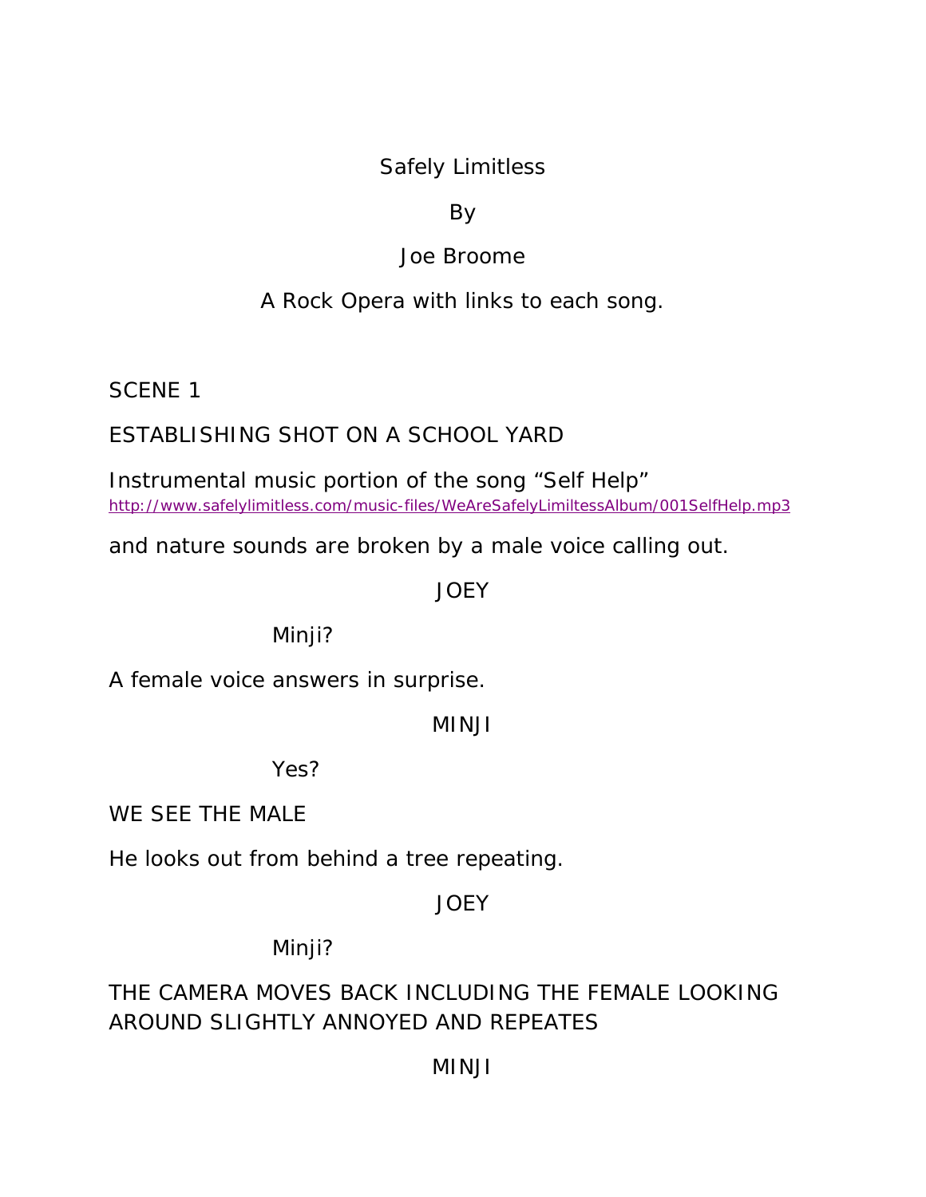Safely Limitless

By

Joe Broome

A Rock Opera with links to each song.

SCENE 1

ESTABLISHING SHOT ON A SCHOOL YARD

Instrumental music portion of the song “Self Help”
http://www.safelylimitless.com/music-files/WeAreSafelyLimiltessAlbum/001SelfHelp.mp3

and nature sounds are broken by a male voice calling out.

JOEY

Minji?

A female voice answers in surprise.

MINJI

Yes?

WE SEE THE MALE

He looks out from behind a tree repeating.

JOEY

Minji?

THE CAMERA MOVES BACK INCLUDING THE FEMALE LOOKING AROUND SLIGHTLY ANNOYED AND REPEATES

MINJI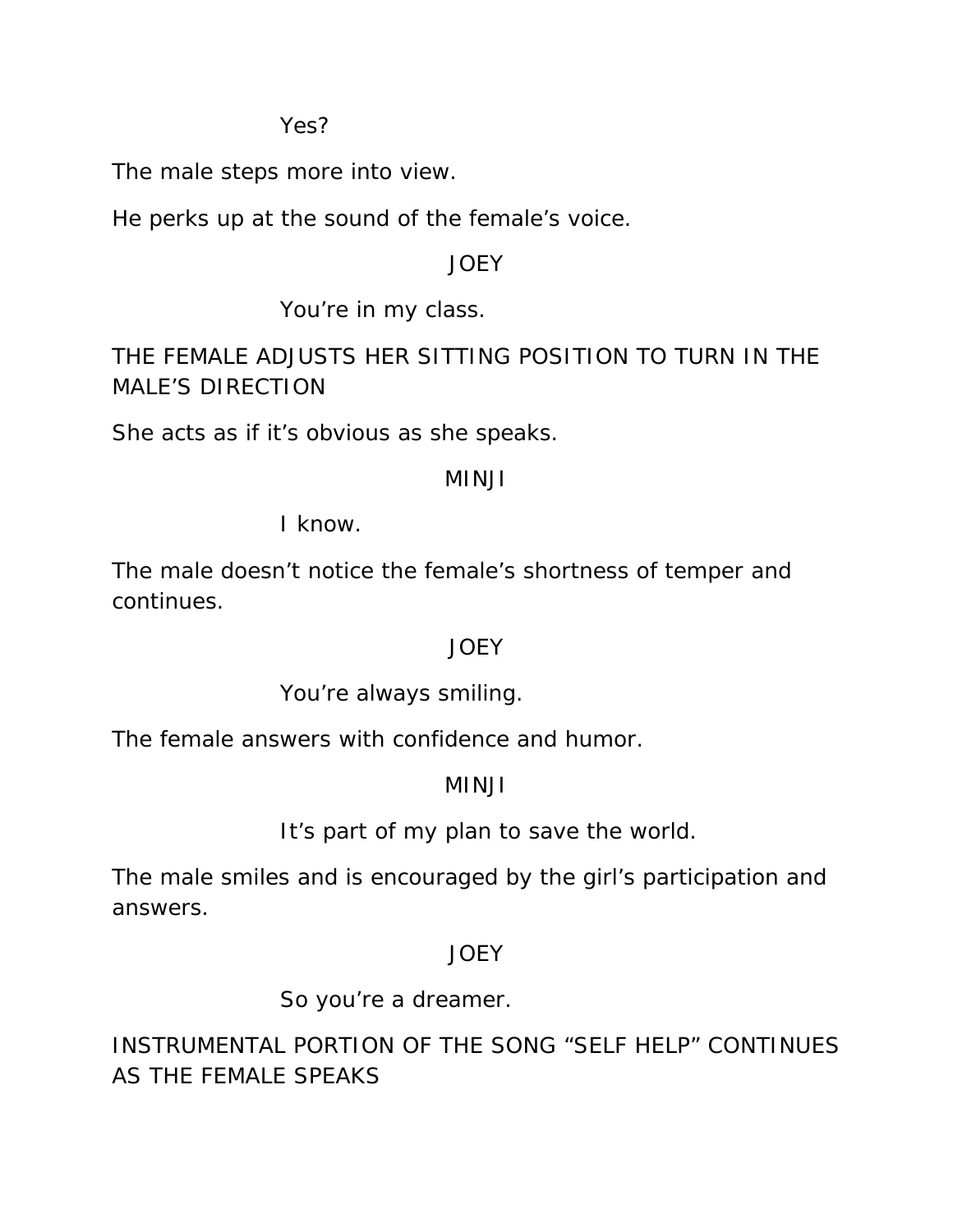Yes?

The male steps more into view.

He perks up at the sound of the female's voice.

JOEY

You're in my class.

THE FEMALE ADJUSTS HER SITTING POSITION TO TURN IN THE MALE'S DIRECTION

She acts as if it's obvious as she speaks.

MINJI

I know.

The male doesn't notice the female's shortness of temper and continues.

JOEY

You're always smiling.

The female answers with confidence and humor.

MINJI

It's part of my plan to save the world.

The male smiles and is encouraged by the girl's participation and answers.

JOEY

So you're a dreamer.

INSTRUMENTAL PORTION OF THE SONG "SELF HELP" CONTINUES AS THE FEMALE SPEAKS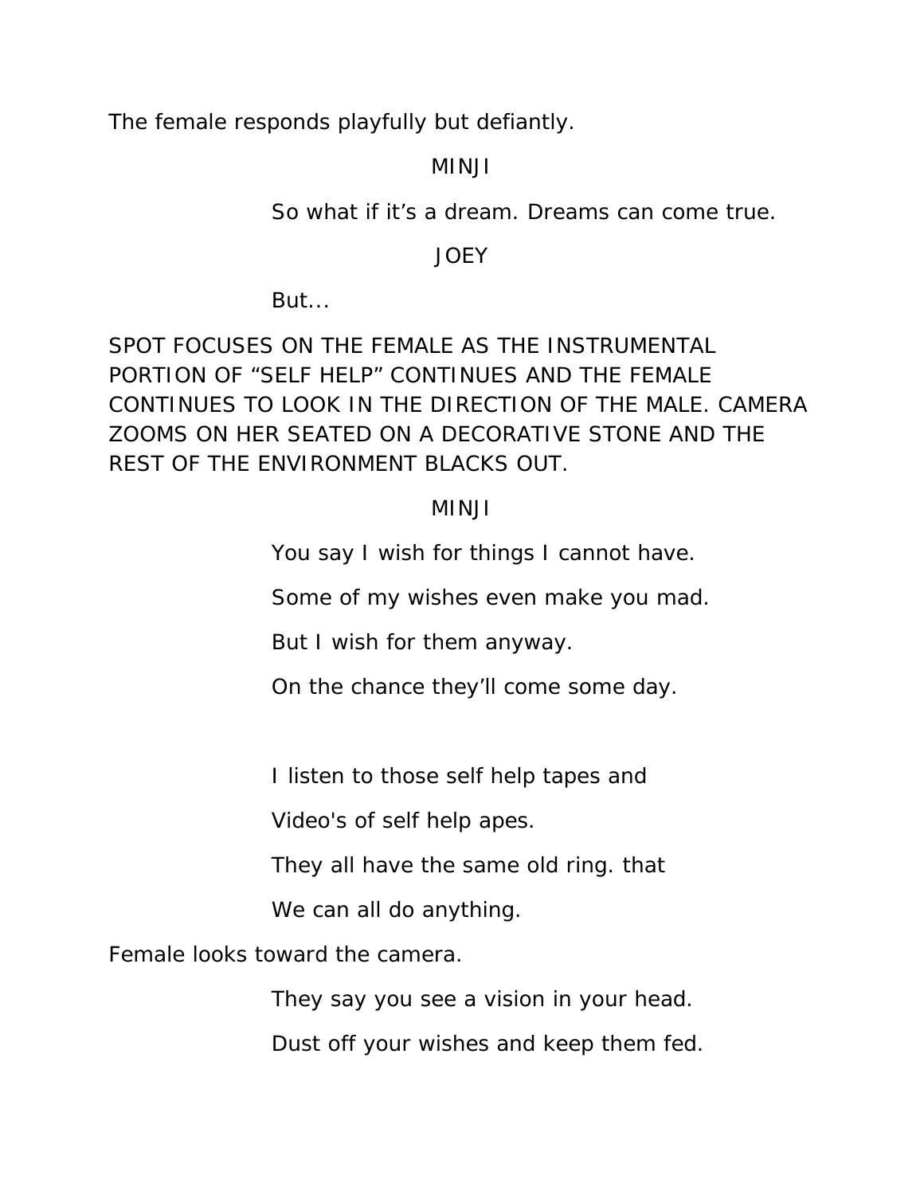The female responds playfully but defiantly.

MINJI

So what if it’s a dream. Dreams can come true.

JOEY

But...

SPOT FOCUSES ON THE FEMALE AS THE INSTRUMENTAL PORTION OF “SELF HELP” CONTINUES AND THE FEMALE CONTINUES TO LOOK IN THE DIRECTION OF THE MALE. CAMERA ZOOMS ON HER SEATED ON A DECORATIVE STONE AND THE REST OF THE ENVIRONMENT BLACKS OUT.

MINJI

You say I wish for things I cannot have.

Some of my wishes even make you mad.

But I wish for them anyway.

On the chance they’ll come some day.

I listen to those self help tapes and

Video's of self help apes.

They all have the same old ring. that

We can all do anything.

Female looks toward the camera.

They say you see a vision in your head.

Dust off your wishes and keep them fed.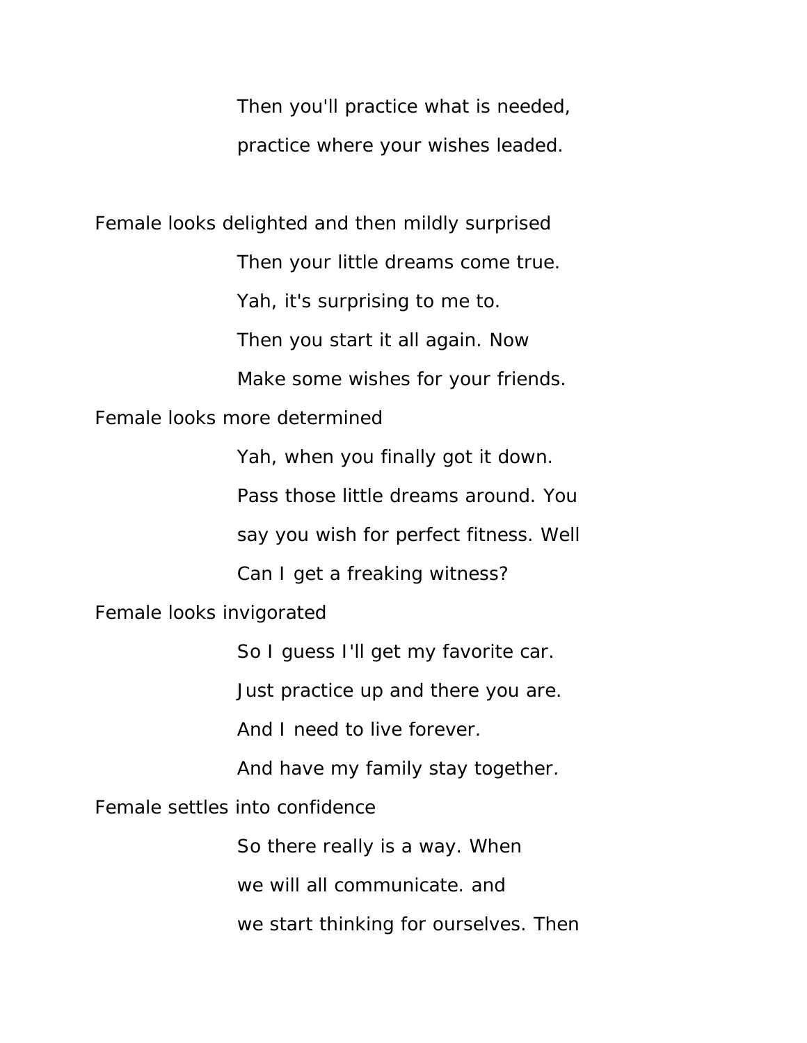Then you'll practice what is needed,

practice where your wishes leaded.

Female looks delighted and then mildly surprised

Then your little dreams come true.

Yah, it's surprising to me to.

Then you start it all again. Now

Make some wishes for your friends.

Female looks more determined

Yah, when you finally got it down.

Pass those little dreams around. You

say you wish for perfect fitness. Well

Can I get a freaking witness?

Female looks invigorated

So I guess I'll get my favorite car.

Just practice up and there you are.

And I need to live forever.

And have my family stay together.

Female settles into confidence

So there really is a way. When

we will all communicate. and

we start thinking for ourselves. Then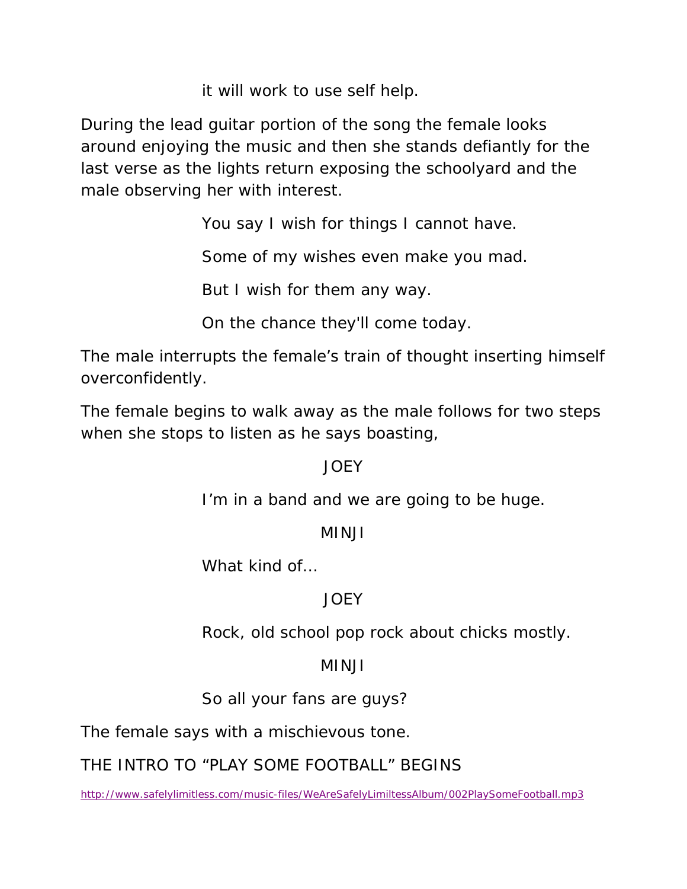it will work to use self help.

During the lead guitar portion of the song the female looks around enjoying the music and then she stands defiantly for the last verse as the lights return exposing the schoolyard and the male observing her with interest.

You say I wish for things I cannot have.

Some of my wishes even make you mad.

But I wish for them any way.

On the chance they'll come today.

The male interrupts the female's train of thought inserting himself overconfidently.

The female begins to walk away as the male follows for two steps when she stops to listen as he says boasting,

JOEY

I'm in a band and we are going to be huge.

MINJI

What kind of…

JOEY

Rock, old school pop rock about chicks mostly.

MINJI

So all your fans are guys?

The female says with a mischievous tone.

THE INTRO TO "PLAY SOME FOOTBALL" BEGINS

http://www.safelylimitless.com/music-files/WeAreSafelyLimiltessAlbum/002PlaySomeFootball.mp3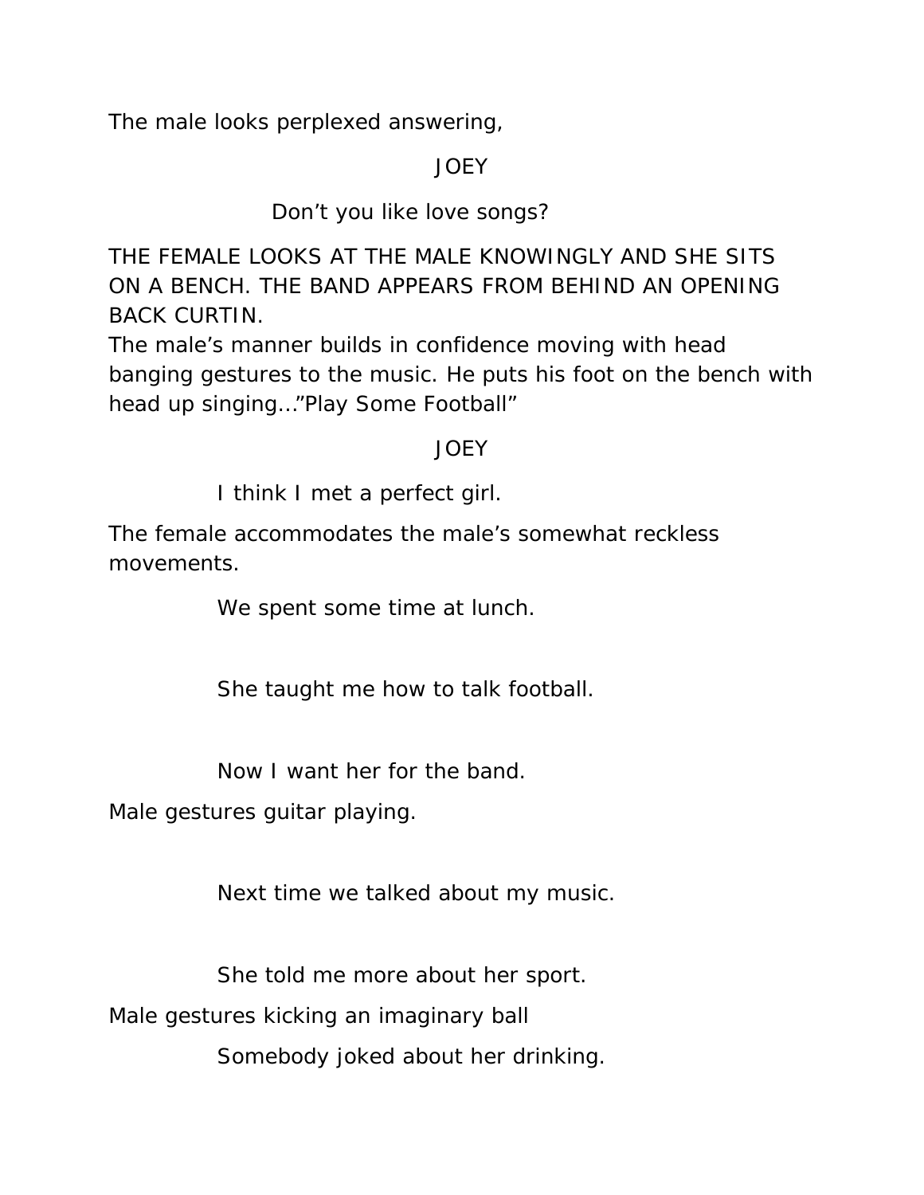The male looks perplexed answering,

JOEY

Don't you like love songs?

THE FEMALE LOOKS AT THE MALE KNOWINGLY AND SHE SITS ON A BENCH. THE BAND APPEARS FROM BEHIND AN OPENING BACK CURTIN.
The male's manner builds in confidence moving with head banging gestures to the music. He puts his foot on the bench with head up singing…"Play Some Football"

JOEY

I think I met a perfect girl.

The female accommodates the male's somewhat reckless movements.

We spent some time at lunch.

She taught me how to talk football.

Now I want her for the band.

Male gestures guitar playing.

Next time we talked about my music.

She told me more about her sport.

Male gestures kicking an imaginary ball

Somebody joked about her drinking.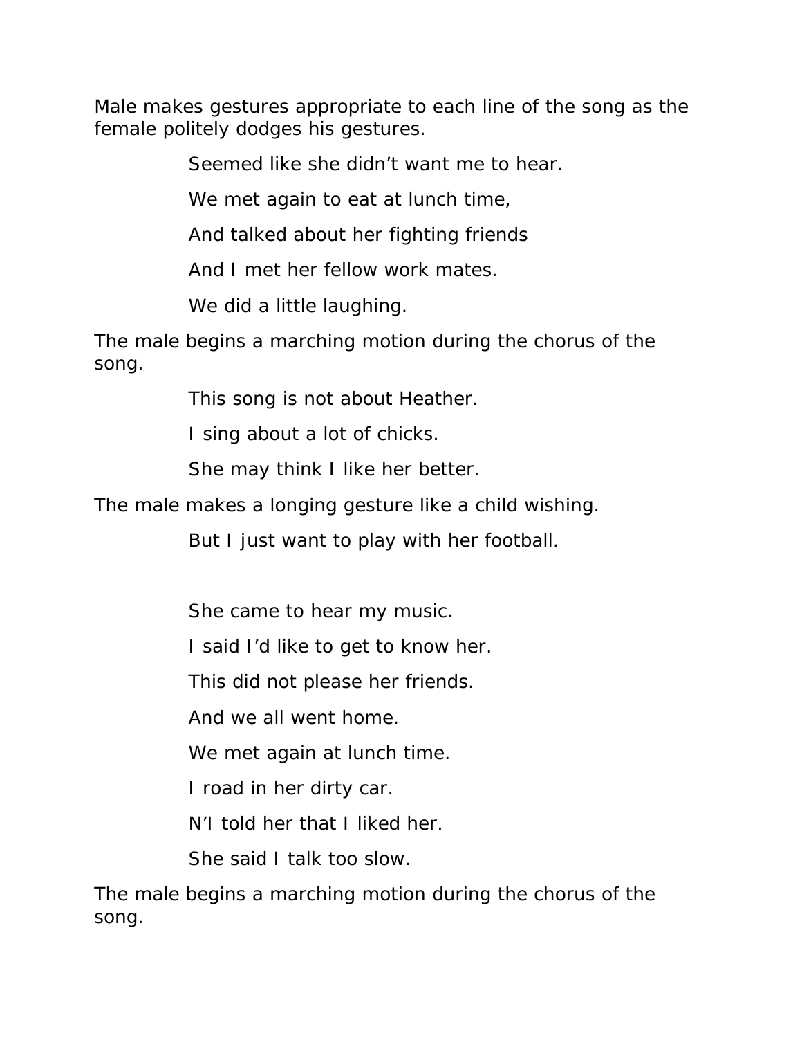Male makes gestures appropriate to each line of the song as the female politely dodges his gestures.

Seemed like she didn't want me to hear.

We met again to eat at lunch time,

And talked about her fighting friends

And I met her fellow work mates.

We did a little laughing.

The male begins a marching motion during the chorus of the song.

This song is not about Heather.

I sing about a lot of chicks.

She may think I like her better.

The male makes a longing gesture like a child wishing.

But I just want to play with her football.

She came to hear my music.

I said I'd like to get to know her.

This did not please her friends.

And we all went home.

We met again at lunch time.

I road in her dirty car.

N'I told her that I liked her.

She said I talk too slow.

The male begins a marching motion during the chorus of the song.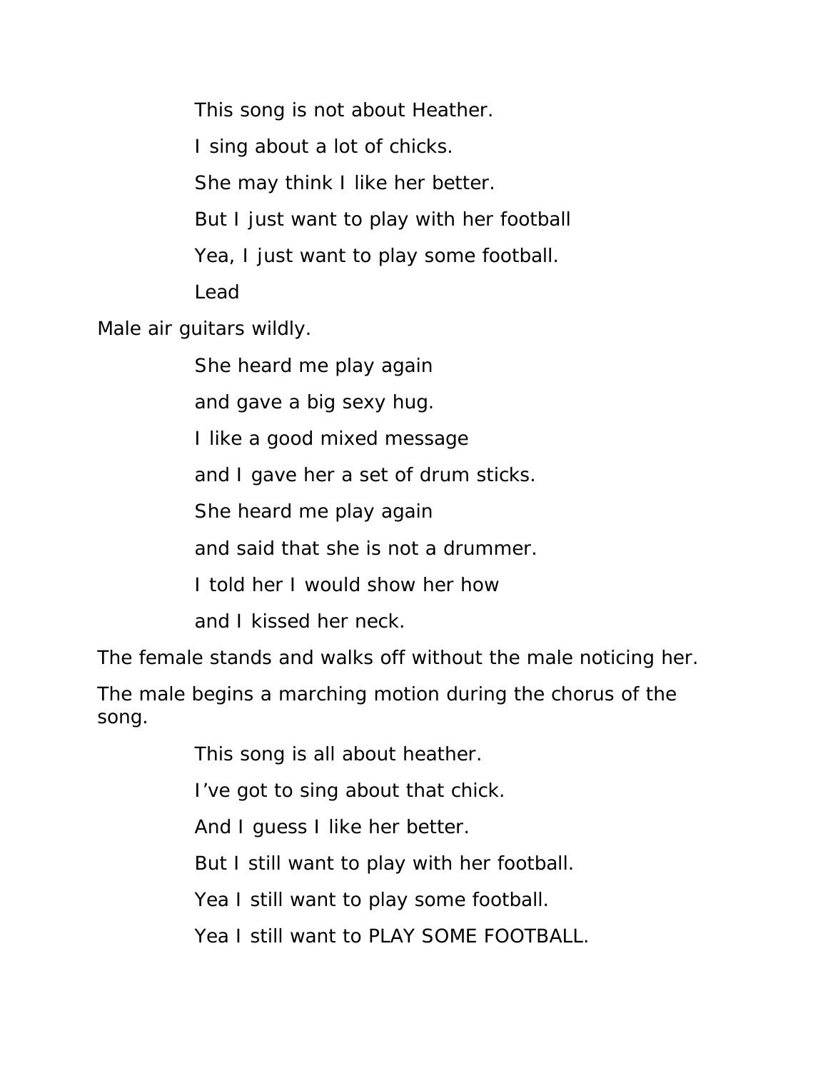This song is not about Heather.

I sing about a lot of chicks.

She may think I like her better.

But I just want to play with her football

Yea, I just want to play some football.

Lead

Male air guitars wildly.

She heard me play again

and gave a big sexy hug.

I like a good mixed message

and I gave her a set of drum sticks.

She heard me play again

and said that she is not a drummer.

I told her I would show her how

and I kissed her neck.

The female stands and walks off without the male noticing her.

The male begins a marching motion during the chorus of the song.

This song is all about heather.

I've got to sing about that chick.

And I guess I like her better.

But I still want to play with her football.

Yea I still want to play some football.

Yea I still want to PLAY SOME FOOTBALL.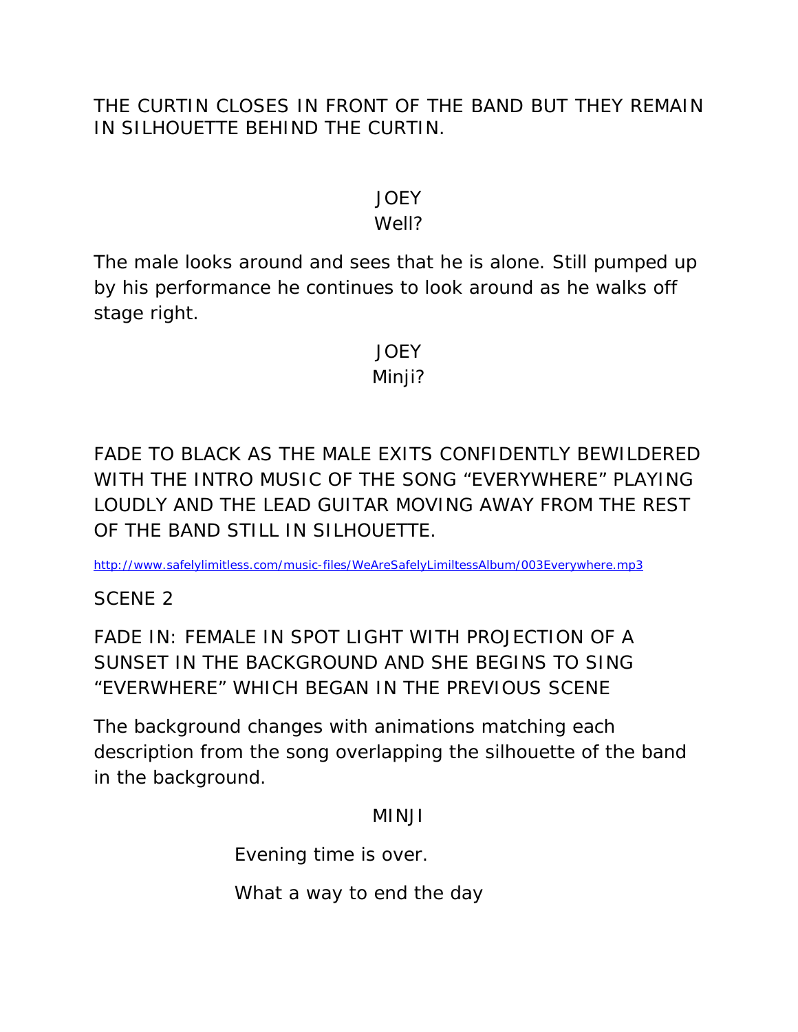THE CURTIN CLOSES IN FRONT OF THE BAND BUT THEY REMAIN IN SILHOUETTE BEHIND THE CURTIN.

JOEY
Well?

The male looks around and sees that he is alone. Still pumped up by his performance he continues to look around as he walks off stage right.

JOEY
Minji?

FADE TO BLACK AS THE MALE EXITS CONFIDENTLY BEWILDERED WITH THE INTRO MUSIC OF THE SONG “EVERYWHERE” PLAYING LOUDLY AND THE LEAD GUITAR MOVING AWAY FROM THE REST OF THE BAND STILL IN SILHOUETTE.

http://www.safelylimitless.com/music-files/WeAreSafelyLimiltessAlbum/003Everywhere.mp3

SCENE 2

FADE IN: FEMALE IN SPOT LIGHT WITH PROJECTION OF A SUNSET IN THE BACKGROUND AND SHE BEGINS TO SING “EVERWHERE” WHICH BEGAN IN THE PREVIOUS SCENE

The background changes with animations matching each description from the song overlapping the silhouette of the band in the background.

MINJI

Evening time is over.

What a way to end the day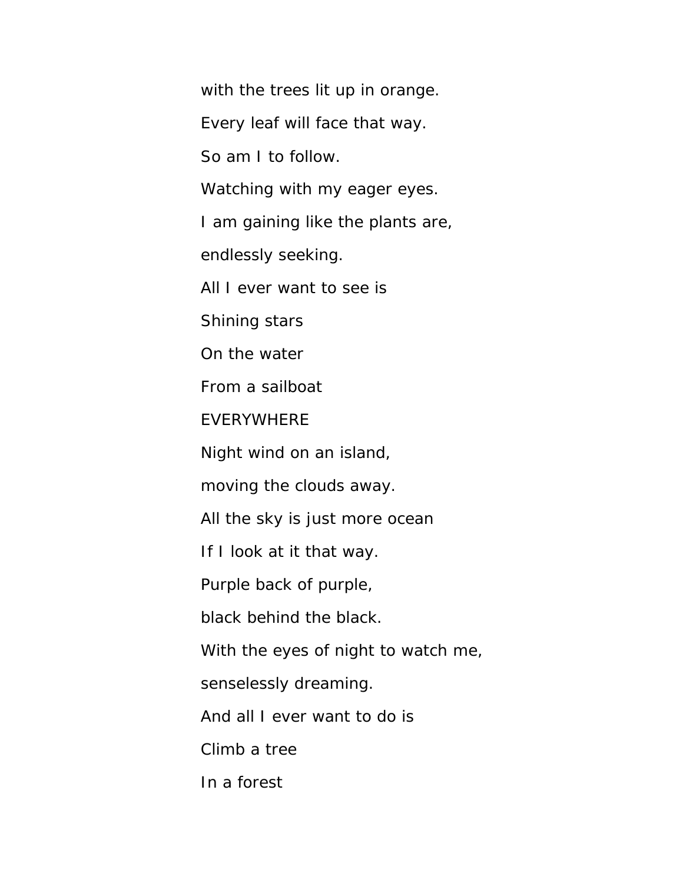with the trees lit up in orange.

Every leaf will face that way.

So am I to follow.

Watching with my eager eyes.

I am gaining like the plants are,

endlessly seeking.

All I ever want to see is

Shining stars

On the water

From a sailboat

EVERYWHERE

Night wind on an island,

moving the clouds away.

All the sky is just more ocean

If I look at it that way.

Purple back of purple,

black behind the black.

With the eyes of night to watch me,

senselessly dreaming.

And all I ever want to do is

Climb a tree

In a forest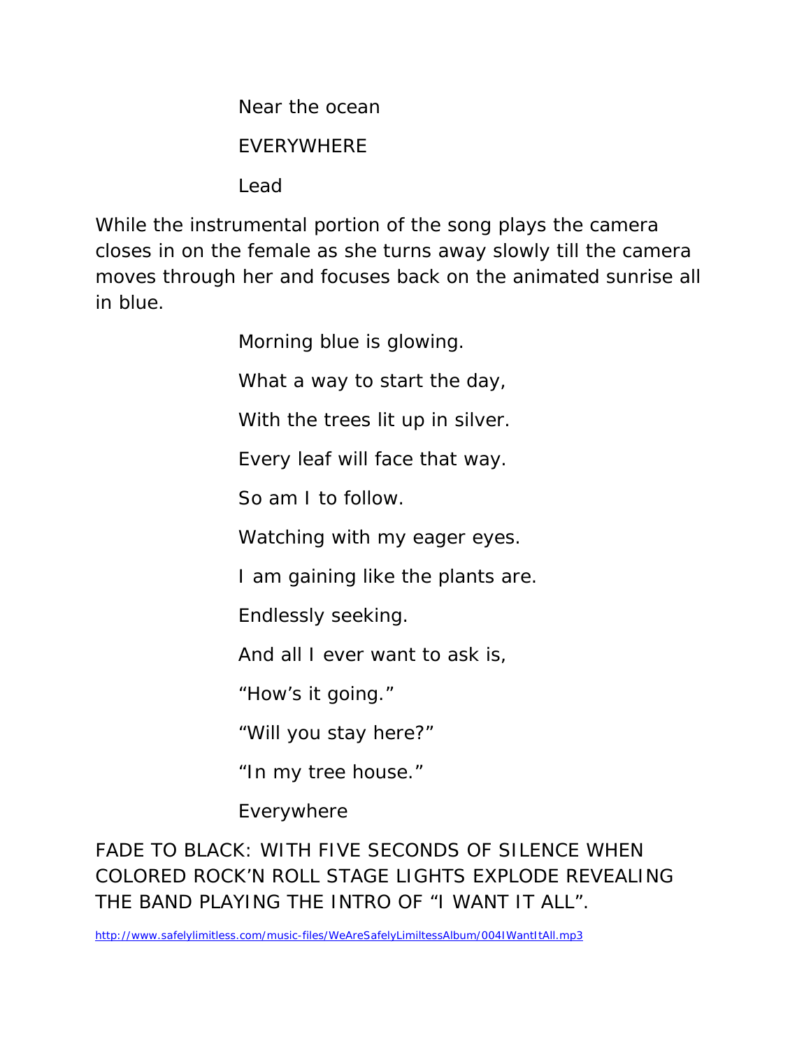Near the ocean

EVERYWHERE

Lead

While the instrumental portion of the song plays the camera closes in on the female as she turns away slowly till the camera moves through her and focuses back on the animated sunrise all in blue.

Morning blue is glowing.

What a way to start the day,

With the trees lit up in silver.

Every leaf will face that way.

So am I to follow.

Watching with my eager eyes.

I am gaining like the plants are.

Endlessly seeking.

And all I ever want to ask is,

"How's it going."

"Will you stay here?"

"In my tree house."

Everywhere

FADE TO BLACK: WITH FIVE SECONDS OF SILENCE WHEN COLORED ROCK'N ROLL STAGE LIGHTS EXPLODE REVEALING THE BAND PLAYING THE INTRO OF "I WANT IT ALL".

http://www.safelylimitless.com/music-files/WeAreSafelyLimiltessAlbum/004IWantItAll.mp3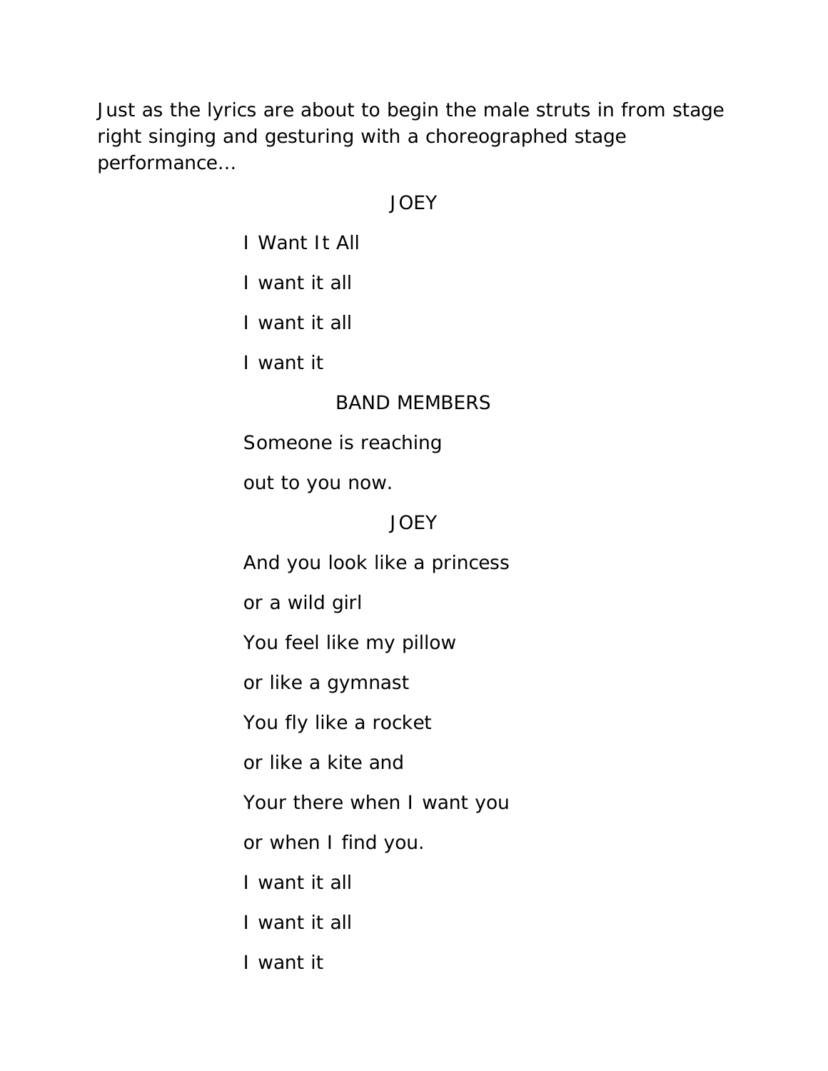Just as the lyrics are about to begin the male struts in from stage right singing and gesturing with a choreographed stage performance…

JOEY

I Want It All

I want it all

I want it all

I want it

BAND MEMBERS

Someone is reaching

out to you now.

JOEY

And you look like a princess

or a wild girl

You feel like my pillow

or like a gymnast

You fly like a rocket

or like a kite and

Your there when I want you

or when I find you.

I want it all

I want it all

I want it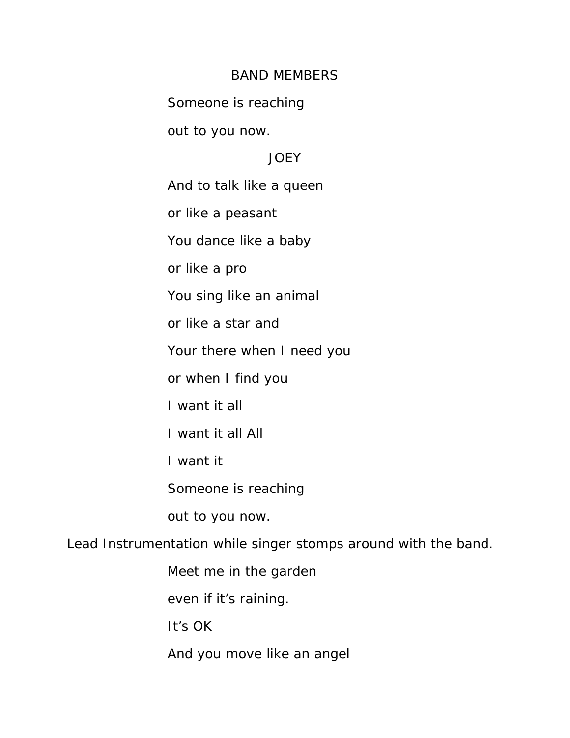BAND MEMBERS

Someone is reaching

out to you now.

JOEY

And to talk like a queen

or like a peasant

You dance like a baby

or like a pro

You sing like an animal

or like a star and

Your there when I need you

or when I find you

I want it all

I want it all All

I want it

Someone is reaching

out to you now.

Lead Instrumentation while singer stomps around with the band.

Meet me in the garden

even if it's raining.

It's OK

And you move like an angel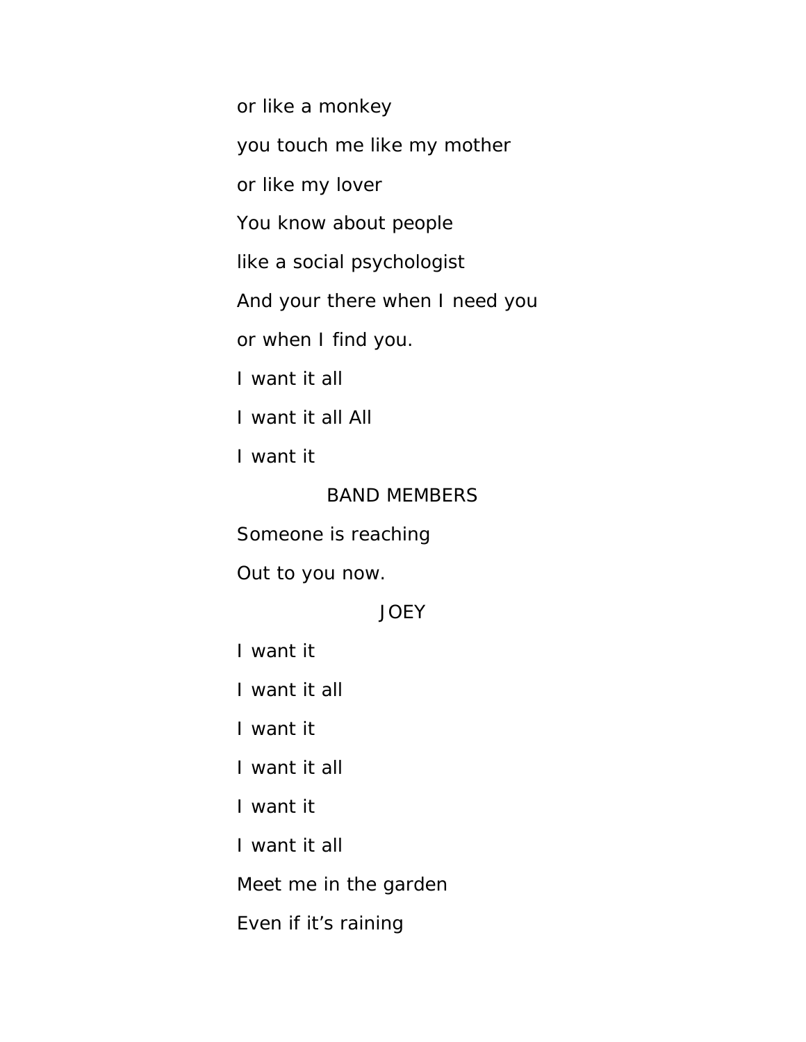or like a monkey

you touch me like my mother

or like my lover

You know about people

like a social psychologist

And your there when I need you

or when I find you.

I want it all

I want it all All

I want it

BAND MEMBERS

Someone is reaching

Out to you now.

JOEY

I want it

I want it all

I want it

I want it all

I want it

I want it all

Meet me in the garden

Even if it's raining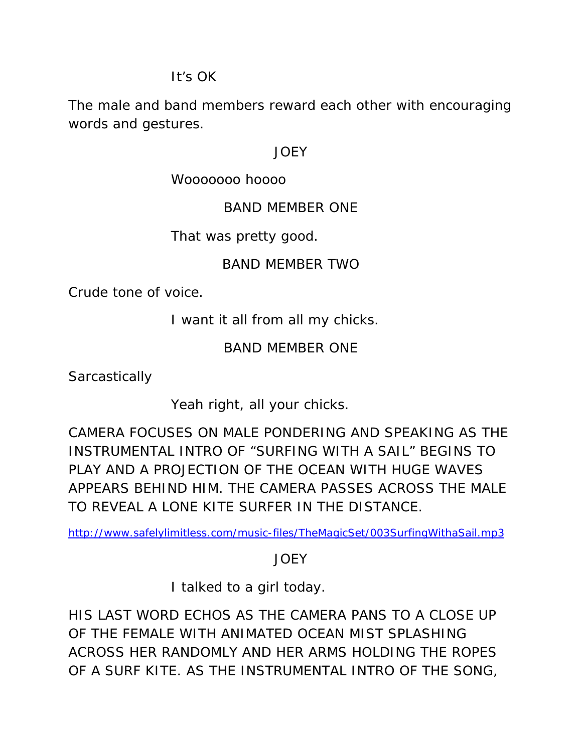It's OK

The male and band members reward each other with encouraging words and gestures.

JOEY

Wooooooo hoooo

BAND MEMBER ONE

That was pretty good.

BAND MEMBER TWO

Crude tone of voice.

I want it all from all my chicks.

BAND MEMBER ONE

Sarcastically

Yeah right, all your chicks.

CAMERA FOCUSES ON MALE PONDERING AND SPEAKING AS THE INSTRUMENTAL INTRO OF "SURFING WITH A SAIL" BEGINS TO PLAY AND A PROJECTION OF THE OCEAN WITH HUGE WAVES APPEARS BEHIND HIM. THE CAMERA PASSES ACROSS THE MALE TO REVEAL A LONE KITE SURFER IN THE DISTANCE.

http://www.safelylimitless.com/music-files/TheMagicSet/003SurfingWithaSail.mp3

JOEY

I talked to a girl today.

HIS LAST WORD ECHOS AS THE CAMERA PANS TO A CLOSE UP OF THE FEMALE WITH ANIMATED OCEAN MIST SPLASHING ACROSS HER RANDOMLY AND HER ARMS HOLDING THE ROPES OF A SURF KITE. AS THE INSTRUMENTAL INTRO OF THE SONG,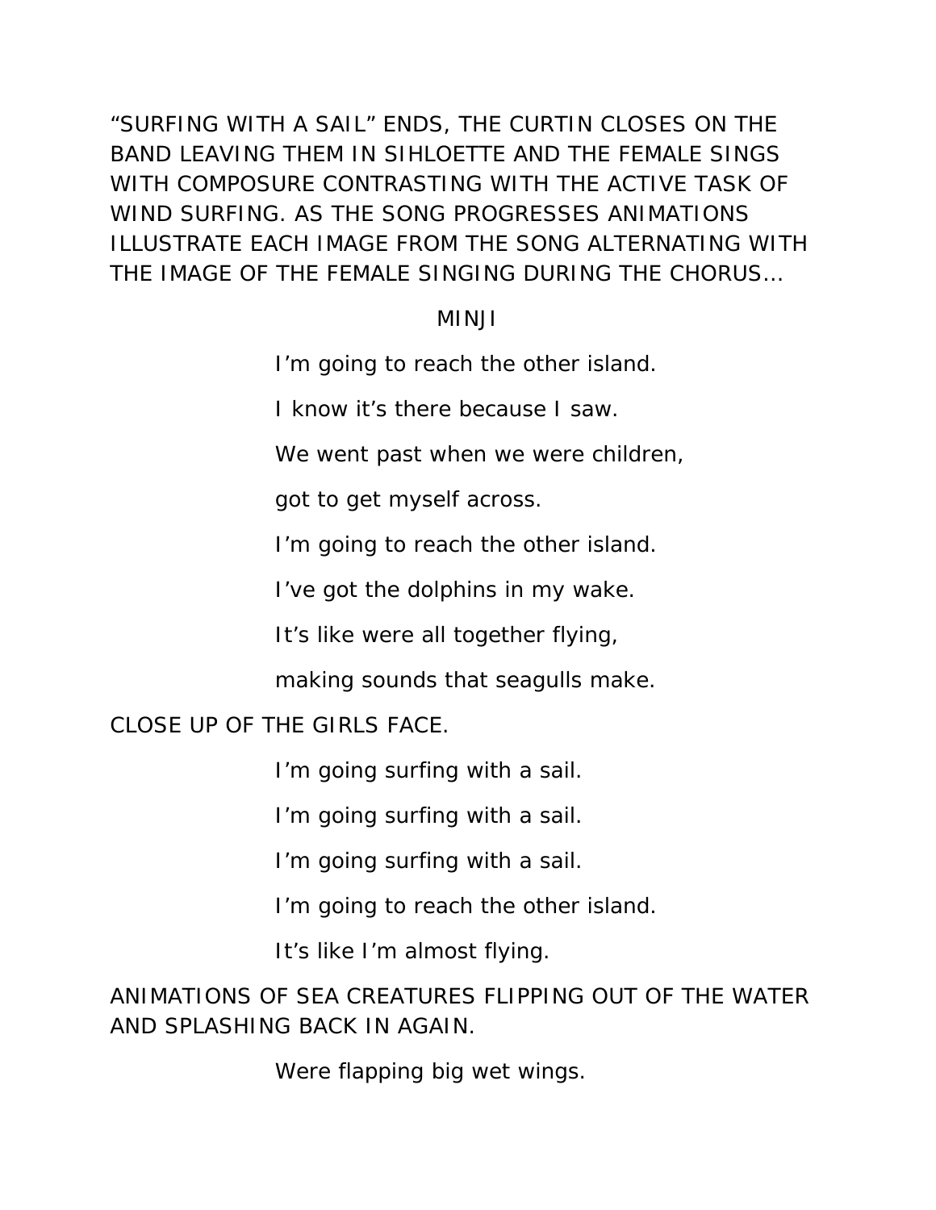"SURFING WITH A SAIL" ENDS, THE CURTIN CLOSES ON THE BAND LEAVING THEM IN SIHLOETTE AND THE FEMALE SINGS WITH COMPOSURE CONTRASTING WITH THE ACTIVE TASK OF WIND SURFING. AS THE SONG PROGRESSES ANIMATIONS ILLUSTRATE EACH IMAGE FROM THE SONG ALTERNATING WITH THE IMAGE OF THE FEMALE SINGING DURING THE CHORUS…

MINJI

I'm going to reach the other island.

I know it's there because I saw.

We went past when we were children,

got to get myself across.

I'm going to reach the other island.

I've got the dolphins in my wake.

It's like were all together flying,

making sounds that seagulls make.

CLOSE UP OF THE GIRLS FACE.

I'm going surfing with a sail.

I'm going surfing with a sail.

I'm going surfing with a sail.

I'm going to reach the other island.

It's like I'm almost flying.

ANIMATIONS OF SEA CREATURES FLIPPING OUT OF THE WATER AND SPLASHING BACK IN AGAIN.

Were flapping big wet wings.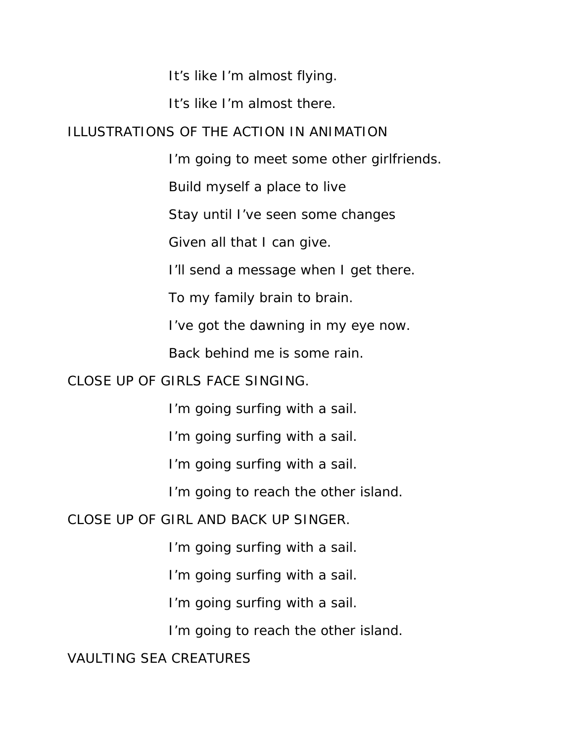It's like I'm almost flying.

It's like I'm almost there.

ILLUSTRATIONS OF THE ACTION IN ANIMATION

I'm going to meet some other girlfriends.

Build myself a place to live

Stay until I've seen some changes

Given all that I can give.

I'll send a message when I get there.

To my family brain to brain.

I've got the dawning in my eye now.

Back behind me is some rain.

CLOSE UP OF GIRLS FACE SINGING.

I'm going surfing with a sail.

I'm going surfing with a sail.

I'm going surfing with a sail.

I'm going to reach the other island.

CLOSE UP OF GIRL AND BACK UP SINGER.

I'm going surfing with a sail.

I'm going surfing with a sail.

I'm going surfing with a sail.

I'm going to reach the other island.

VAULTING SEA CREATURES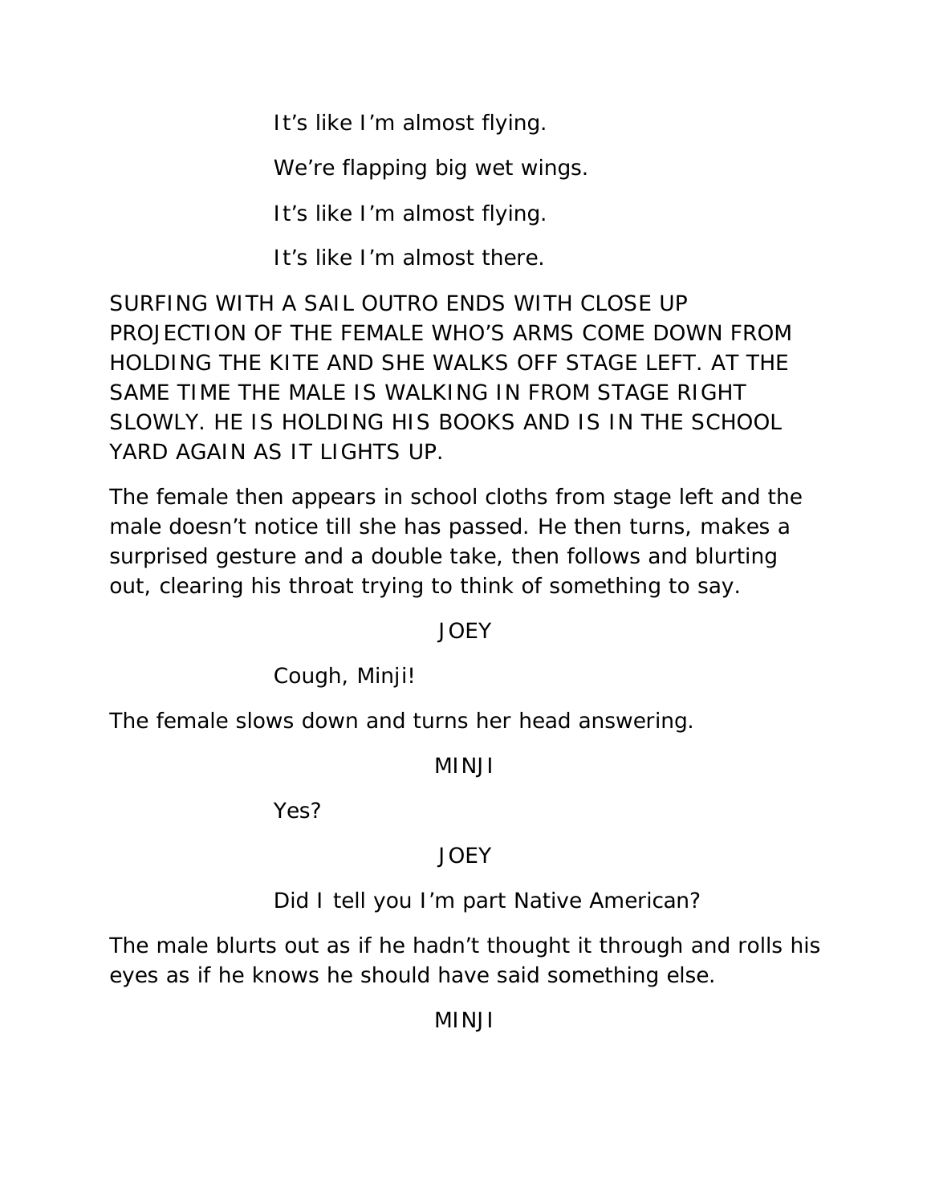It's like I'm almost flying.

We're flapping big wet wings.

It's like I'm almost flying.

It's like I'm almost there.

SURFING WITH A SAIL OUTRO ENDS WITH CLOSE UP PROJECTION OF THE FEMALE WHO'S ARMS COME DOWN FROM HOLDING THE KITE AND SHE WALKS OFF STAGE LEFT. AT THE SAME TIME THE MALE IS WALKING IN FROM STAGE RIGHT SLOWLY. HE IS HOLDING HIS BOOKS AND IS IN THE SCHOOL YARD AGAIN AS IT LIGHTS UP.

The female then appears in school cloths from stage left and the male doesn't notice till she has passed. He then turns, makes a surprised gesture and a double take, then follows and blurting out, clearing his throat trying to think of something to say.

JOEY

Cough, Minji!

The female slows down and turns her head answering.

MINJI

Yes?

JOEY

Did I tell you I'm part Native American?

The male blurts out as if he hadn't thought it through and rolls his eyes as if he knows he should have said something else.

MINJI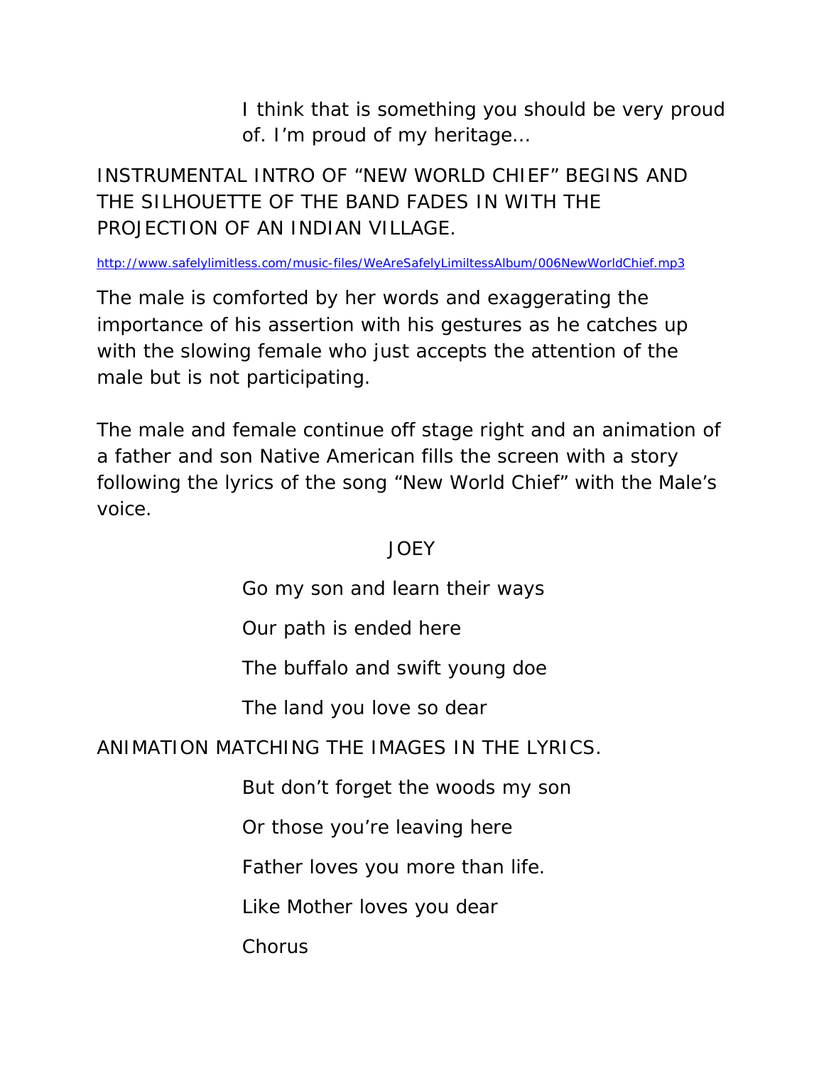I think that is something you should be very proud of. I'm proud of my heritage…

INSTRUMENTAL INTRO OF "NEW WORLD CHIEF" BEGINS AND THE SILHOUETTE OF THE BAND FADES IN WITH THE PROJECTION OF AN INDIAN VILLAGE.

http://www.safelylimitless.com/music-files/WeAreSafelyLimiltessAlbum/006NewWorldChief.mp3

The male is comforted by her words and exaggerating the importance of his assertion with his gestures as he catches up with the slowing female who just accepts the attention of the male but is not participating.

The male and female continue off stage right and an animation of a father and son Native American fills the screen with a story following the lyrics of the song "New World Chief" with the Male's voice.

JOEY

Go my son and learn their ways

Our path is ended here

The buffalo and swift young doe

The land you love so dear

ANIMATION MATCHING THE IMAGES IN THE LYRICS.

But don't forget the woods my son

Or those you're leaving here

Father loves you more than life.

Like Mother loves you dear

Chorus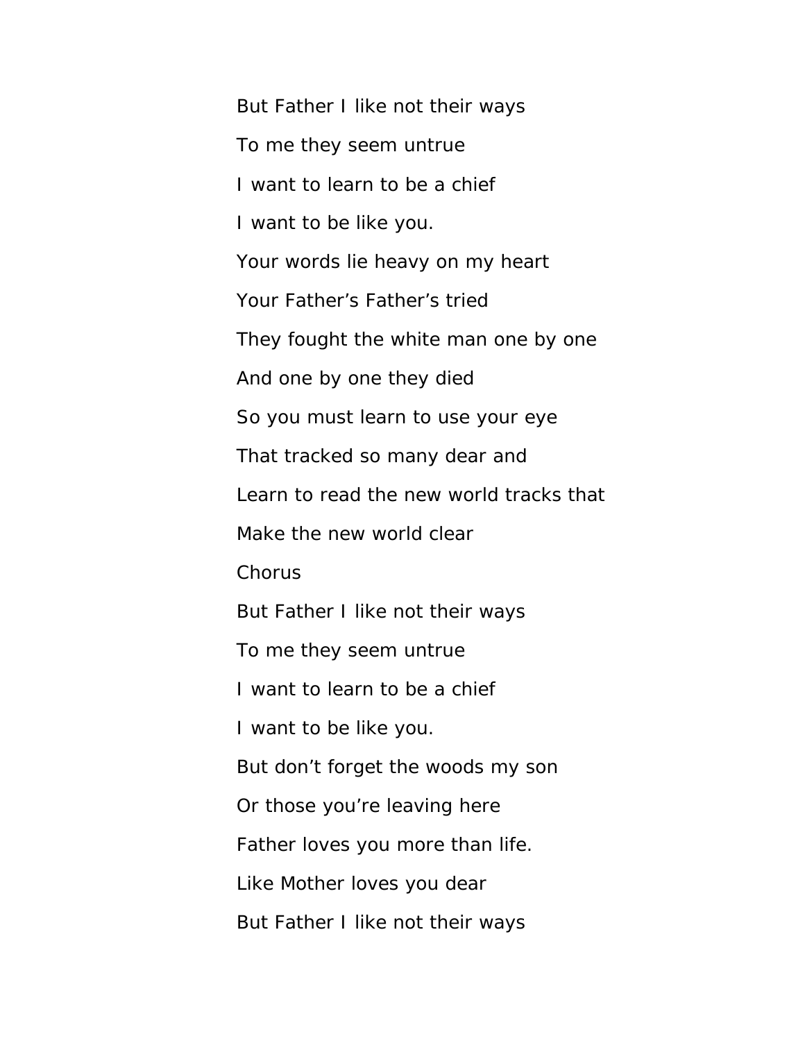But Father I like not their ways

To me they seem untrue

I want to learn to be a chief

I want to be like you.

Your words lie heavy on my heart

Your Father's Father's tried

They fought the white man one by one

And one by one they died

So you must learn to use your eye

That tracked so many dear and

Learn to read the new world tracks that

Make the new world clear

Chorus

But Father I like not their ways

To me they seem untrue

I want to learn to be a chief

I want to be like you.

But don't forget the woods my son

Or those you're leaving here

Father loves you more than life.

Like Mother loves you dear

But Father I like not their ways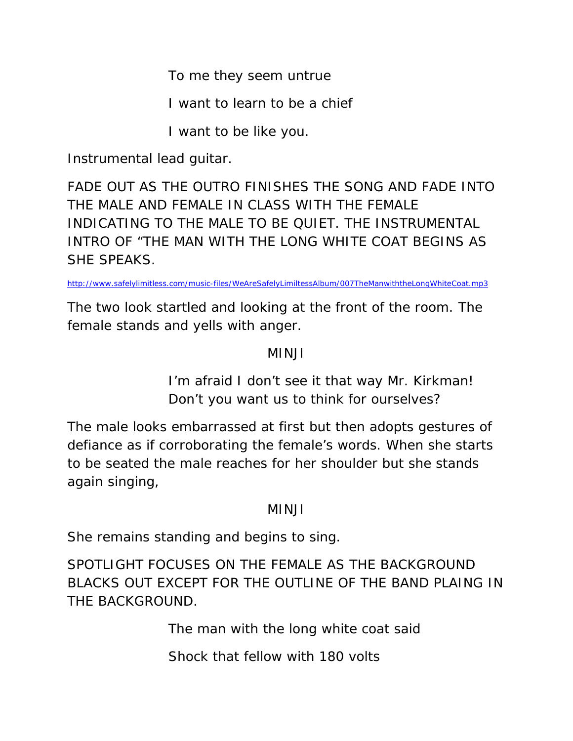To me they seem untrue

I want to learn to be a chief

I want to be like you.

Instrumental lead guitar.

FADE OUT AS THE OUTRO FINISHES THE SONG AND FADE INTO THE MALE AND FEMALE IN CLASS WITH THE FEMALE INDICATING TO THE MALE TO BE QUIET. THE INSTRUMENTAL INTRO OF "THE MAN WITH THE LONG WHITE COAT BEGINS AS SHE SPEAKS.

http://www.safelylimitless.com/music-files/WeAreSafelyLimiltessAlbum/007TheManwiththeLongWhiteCoat.mp3

The two look startled and looking at the front of the room. The female stands and yells with anger.

MINJI

I'm afraid I don't see it that way Mr. Kirkman! Don't you want us to think for ourselves?

The male looks embarrassed at first but then adopts gestures of defiance as if corroborating the female's words. When she starts to be seated the male reaches for her shoulder but she stands again singing,

MINJI

She remains standing and begins to sing.

SPOTLIGHT FOCUSES ON THE FEMALE AS THE BACKGROUND BLACKS OUT EXCEPT FOR THE OUTLINE OF THE BAND PLAING IN THE BACKGROUND.

The man with the long white coat said

Shock that fellow with 180 volts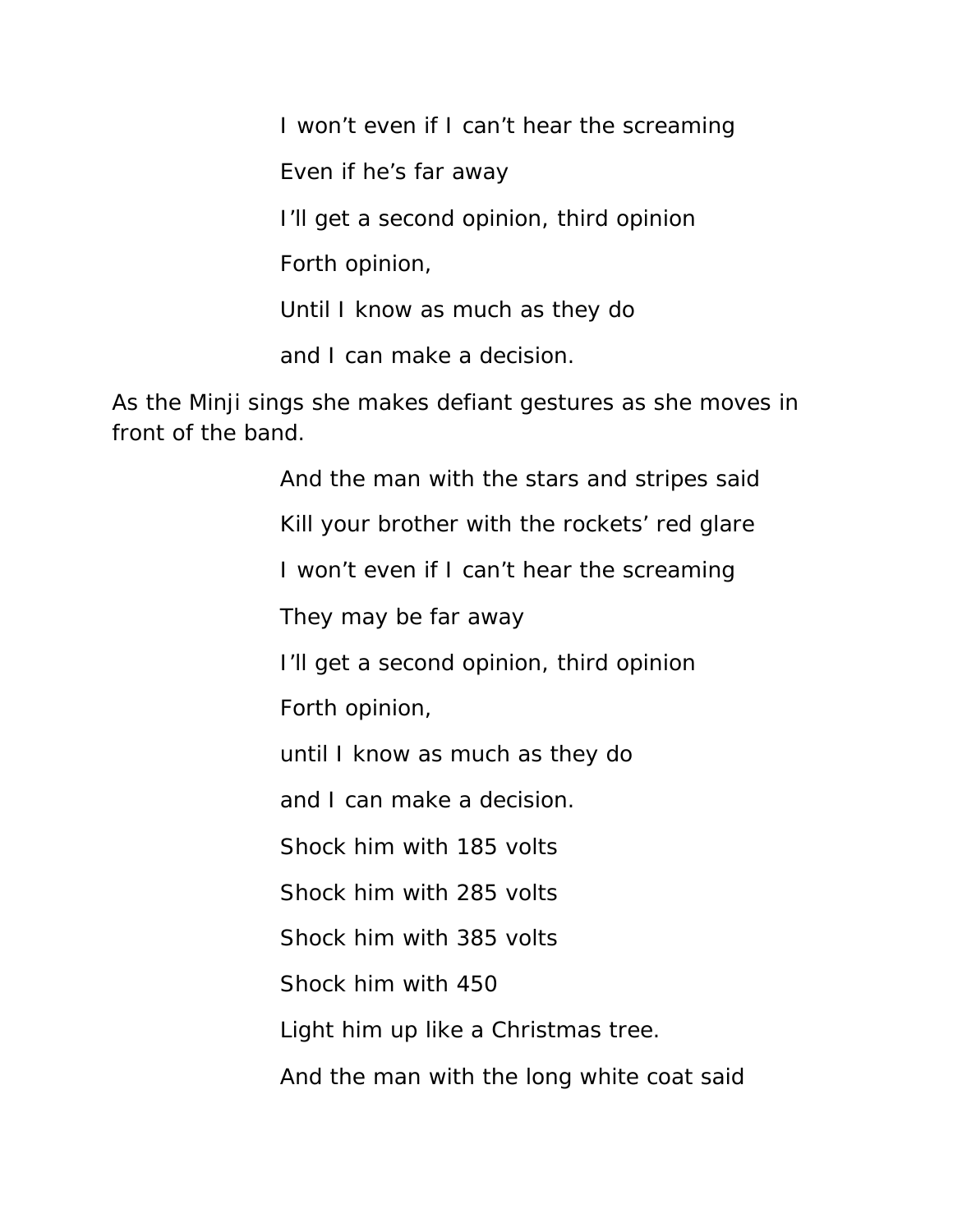I won't even if I can't hear the screaming

Even if he's far away

I'll get a second opinion, third opinion

Forth opinion,

Until I know as much as they do

and I can make a decision.

As the Minji sings she makes defiant gestures as she moves in front of the band.

And the man with the stars and stripes said

Kill your brother with the rockets' red glare

I won't even if I can't hear the screaming

They may be far away

I'll get a second opinion, third opinion

Forth opinion,

until I know as much as they do

and I can make a decision.

Shock him with 185 volts

Shock him with 285 volts

Shock him with 385 volts

Shock him with 450

Light him up like a Christmas tree.

And the man with the long white coat said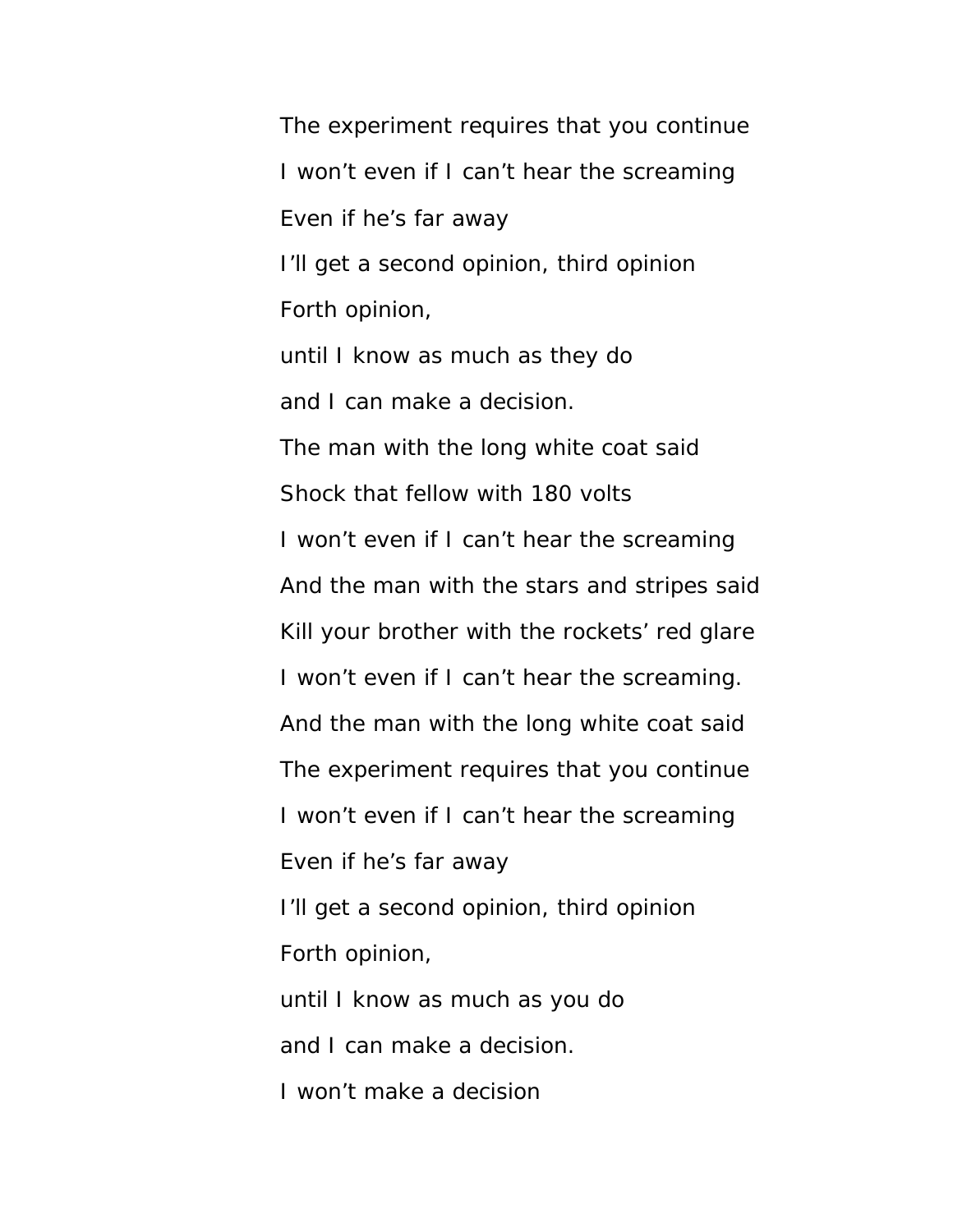The experiment requires that you continue

I won't even if I can't hear the screaming

Even if he's far away

I'll get a second opinion, third opinion

Forth opinion,

until I know as much as they do

and I can make a decision.

The man with the long white coat said

Shock that fellow with 180 volts

I won't even if I can't hear the screaming

And the man with the stars and stripes said

Kill your brother with the rockets' red glare

I won't even if I can't hear the screaming.

And the man with the long white coat said

The experiment requires that you continue

I won't even if I can't hear the screaming

Even if he's far away

I'll get a second opinion, third opinion

Forth opinion,

until I know as much as you do

and I can make a decision.

I won't make a decision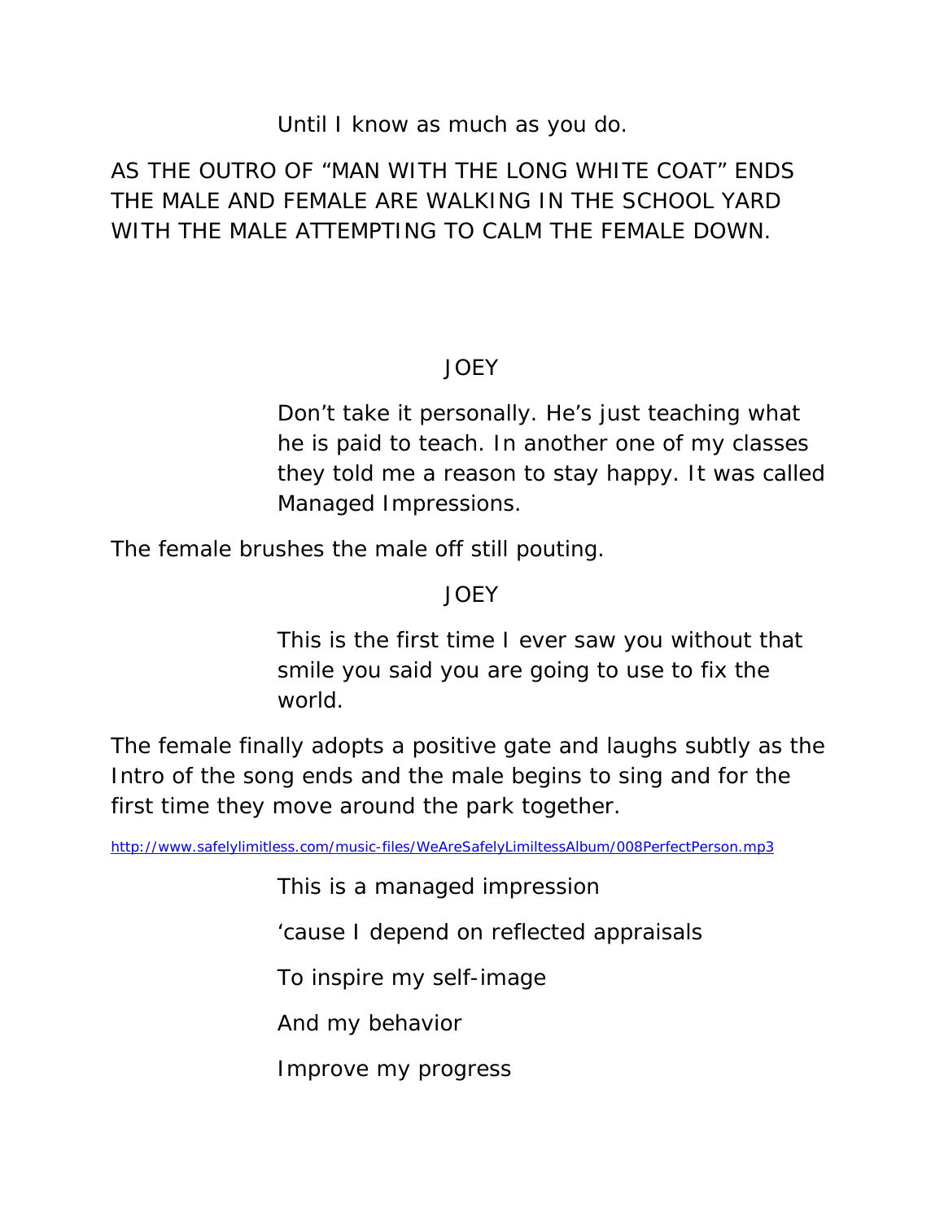Until I know as much as you do.

AS THE OUTRO OF “MAN WITH THE LONG WHITE COAT” ENDS THE MALE AND FEMALE ARE WALKING IN THE SCHOOL YARD WITH THE MALE ATTEMPTING TO CALM THE FEMALE DOWN.

JOEY

Don’t take it personally. He’s just teaching what he is paid to teach. In another one of my classes they told me a reason to stay happy. It was called Managed Impressions.

The female brushes the male off still pouting.

JOEY

This is the first time I ever saw you without that smile you said you are going to use to fix the world.

The female finally adopts a positive gate and laughs subtly as the Intro of the song ends and the male begins to sing and for the first time they move around the park together.

http://www.safelylimitless.com/music-files/WeAreSafelyLimiltessAlbum/008PerfectPerson.mp3

This is a managed impression

‘cause I depend on reflected appraisals

To inspire my self-image

And my behavior

Improve my progress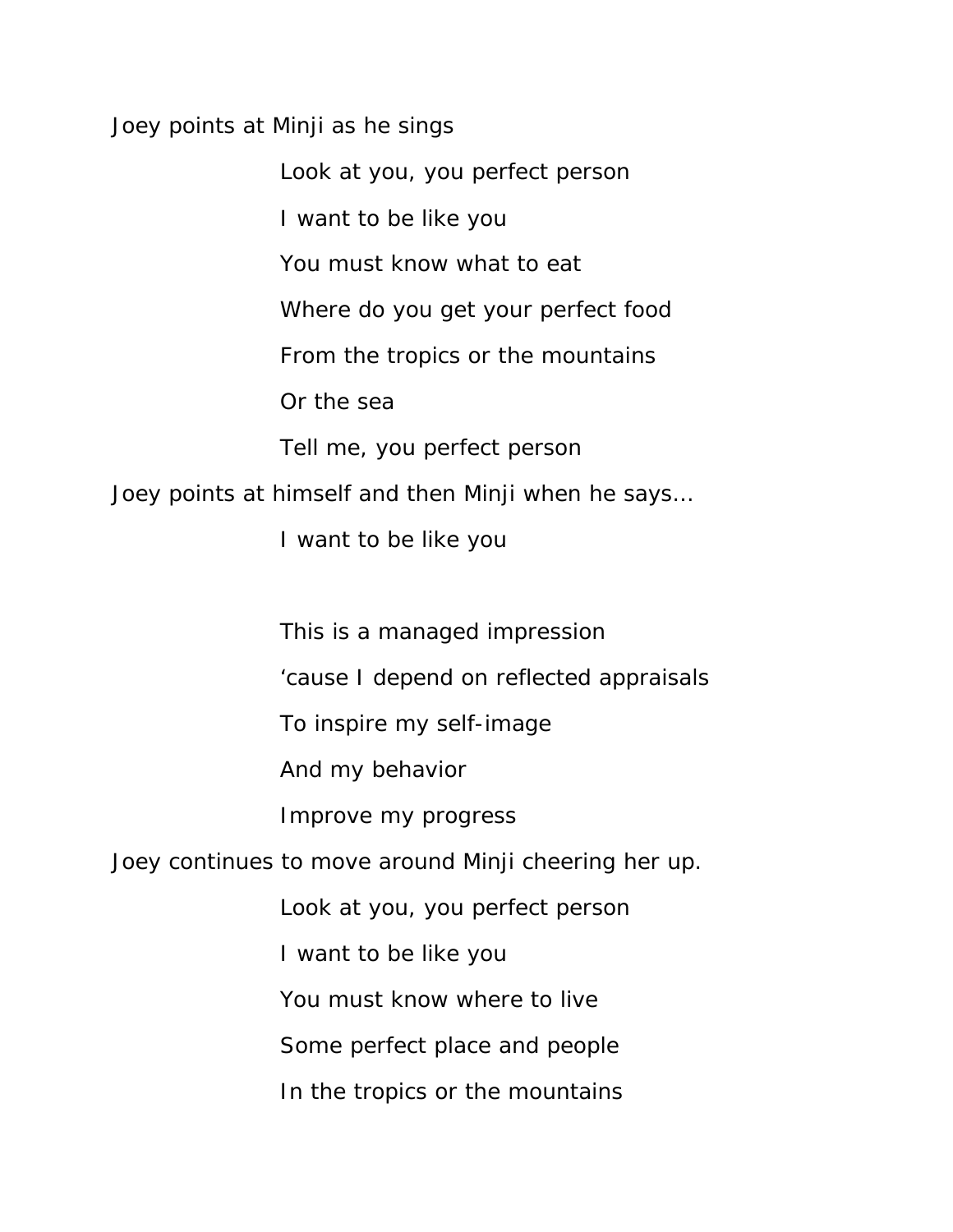Joey points at Minji as he sings

> Look at you, you perfect person
>
> I want to be like you
>
> You must know what to eat
>
> Where do you get your perfect food
>
> From the tropics or the mountains
>
> Or the sea
>
> Tell me, you perfect person

Joey points at himself and then Minji when he says…

> I want to be like you

> This is a managed impression
>
> ‘cause I depend on reflected appraisals
>
> To inspire my self-image
>
> And my behavior
>
> Improve my progress

Joey continues to move around Minji cheering her up.

> Look at you, you perfect person
>
> I want to be like you
>
> You must know where to live
>
> Some perfect place and people
>
> In the tropics or the mountains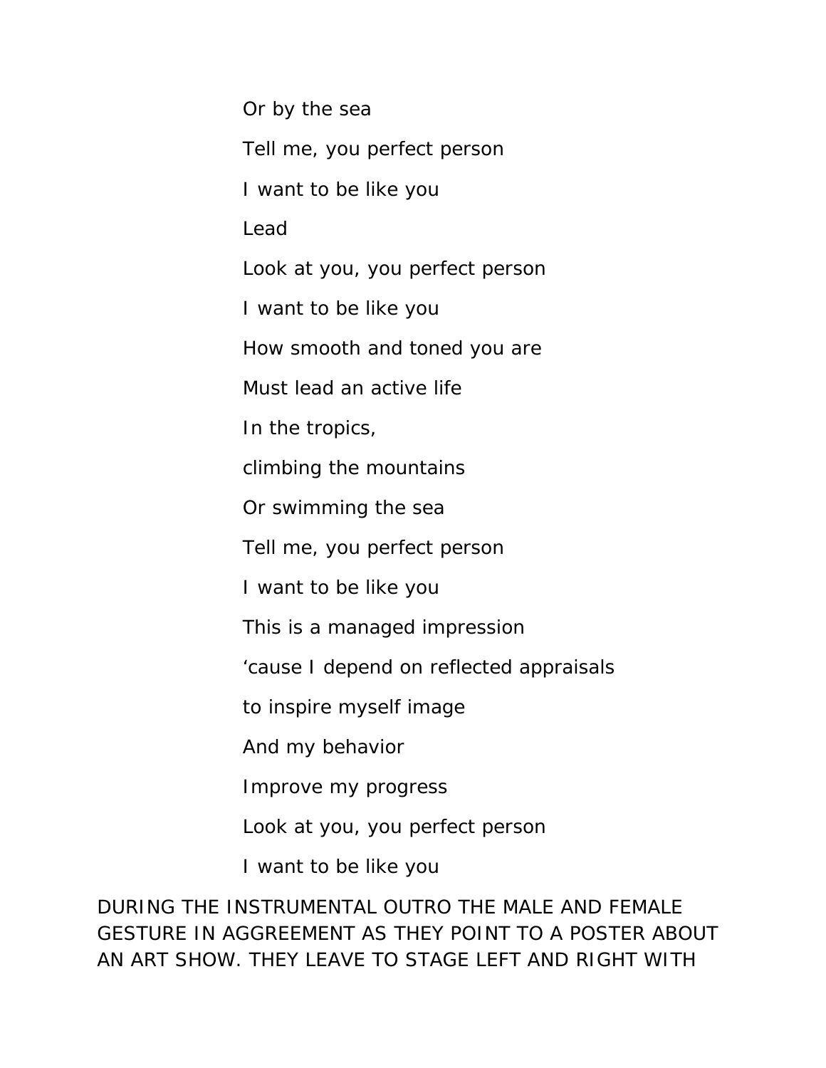Or by the sea

Tell me, you perfect person

I want to be like you

Lead

Look at you, you perfect person

I want to be like you

How smooth and toned you are

Must lead an active life

In the tropics,

climbing the mountains

Or swimming the sea

Tell me, you perfect person

I want to be like you

This is a managed impression

'cause I depend on reflected appraisals

to inspire myself image

And my behavior

Improve my progress

Look at you, you perfect person

I want to be like you

DURING THE INSTRUMENTAL OUTRO THE MALE AND FEMALE GESTURE IN AGGREEMENT AS THEY POINT TO A POSTER ABOUT AN ART SHOW. THEY LEAVE TO STAGE LEFT AND RIGHT WITH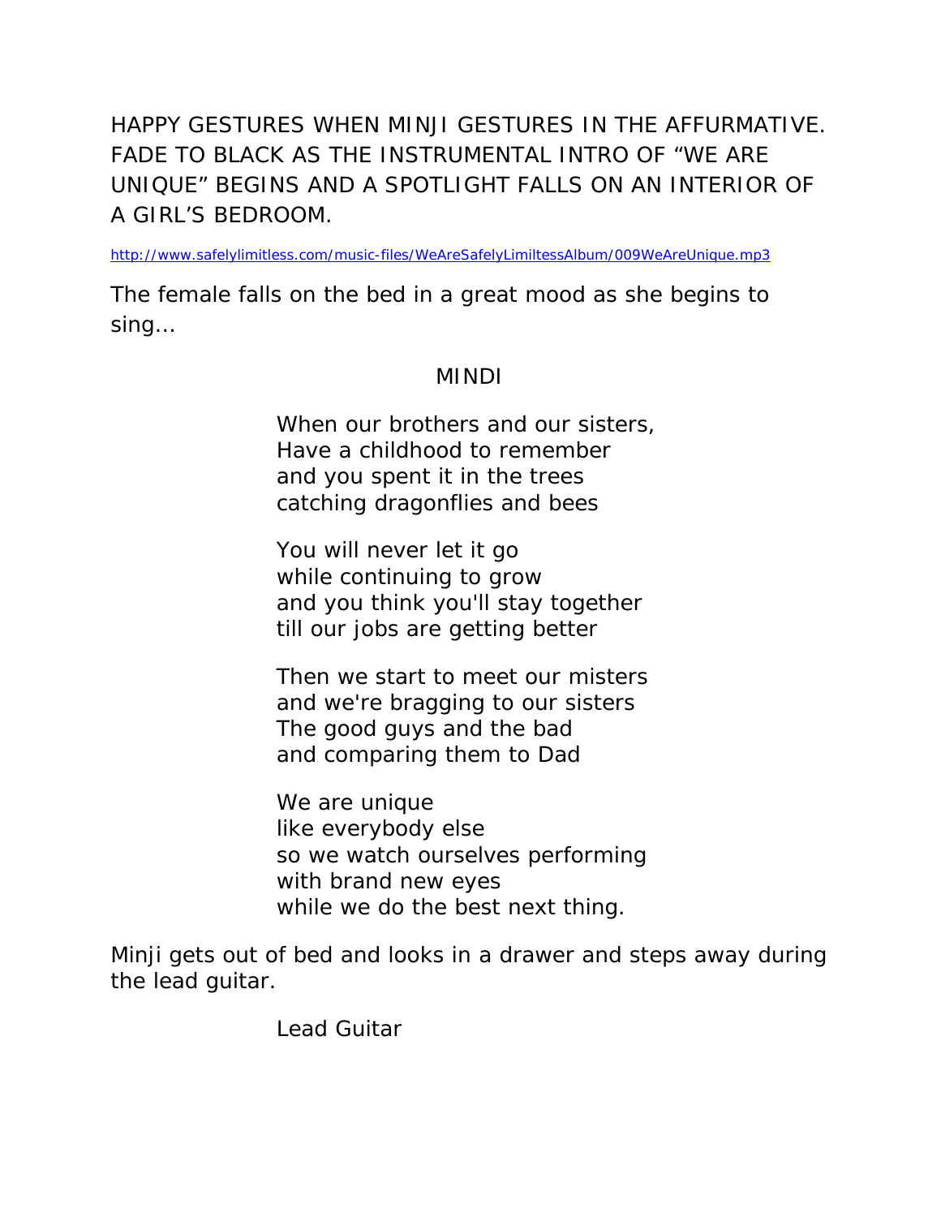HAPPY GESTURES WHEN MINJI GESTURES IN THE AFFURMATIVE. FADE TO BLACK AS THE INSTRUMENTAL INTRO OF "WE ARE UNIQUE" BEGINS AND A SPOTLIGHT FALLS ON AN INTERIOR OF A GIRL'S BEDROOM.

http://www.safelylimitless.com/music-files/WeAreSafelyLimiltessAlbum/009WeAreUnique.mp3

The female falls on the bed in a great mood as she begins to sing…

MINDI

When our brothers and our sisters,
Have a childhood to remember
and you spent it in the trees
catching dragonflies and bees

You will never let it go
while continuing to grow
and you think you'll stay together
till our jobs are getting better

Then we start to meet our misters
and we're bragging to our sisters
The good guys and the bad
and comparing them to Dad

We are unique
like everybody else
so we watch ourselves performing
with brand new eyes
while we do the best next thing.

Minji gets out of bed and looks in a drawer and steps away during the lead guitar.

Lead Guitar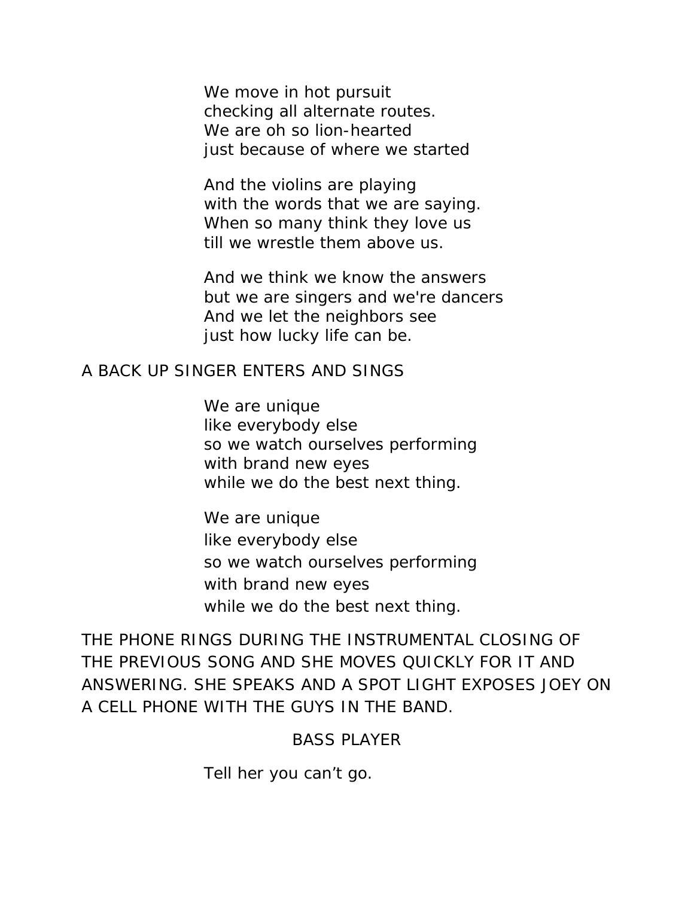We move in hot pursuit  
checking all alternate routes.  
We are oh so lion-hearted  
just because of where we started

And the violins are playing  
with the words that we are saying.  
When so many think they love us  
till we wrestle them above us.

And we think we know the answers  
but we are singers and we're dancers  
And we let the neighbors see  
just how lucky life can be.

A BACK UP SINGER ENTERS AND SINGS

We are unique  
like everybody else  
so we watch ourselves performing  
with brand new eyes  
while we do the best next thing.

We are unique  
like everybody else  
so we watch ourselves performing  
with brand new eyes  
while we do the best next thing.

THE PHONE RINGS DURING THE INSTRUMENTAL CLOSING OF THE PREVIOUS SONG AND SHE MOVES QUICKLY FOR IT AND ANSWERING. SHE SPEAKS AND A SPOT LIGHT EXPOSES JOEY ON A CELL PHONE WITH THE GUYS IN THE BAND.

BASS PLAYER

Tell her you can't go.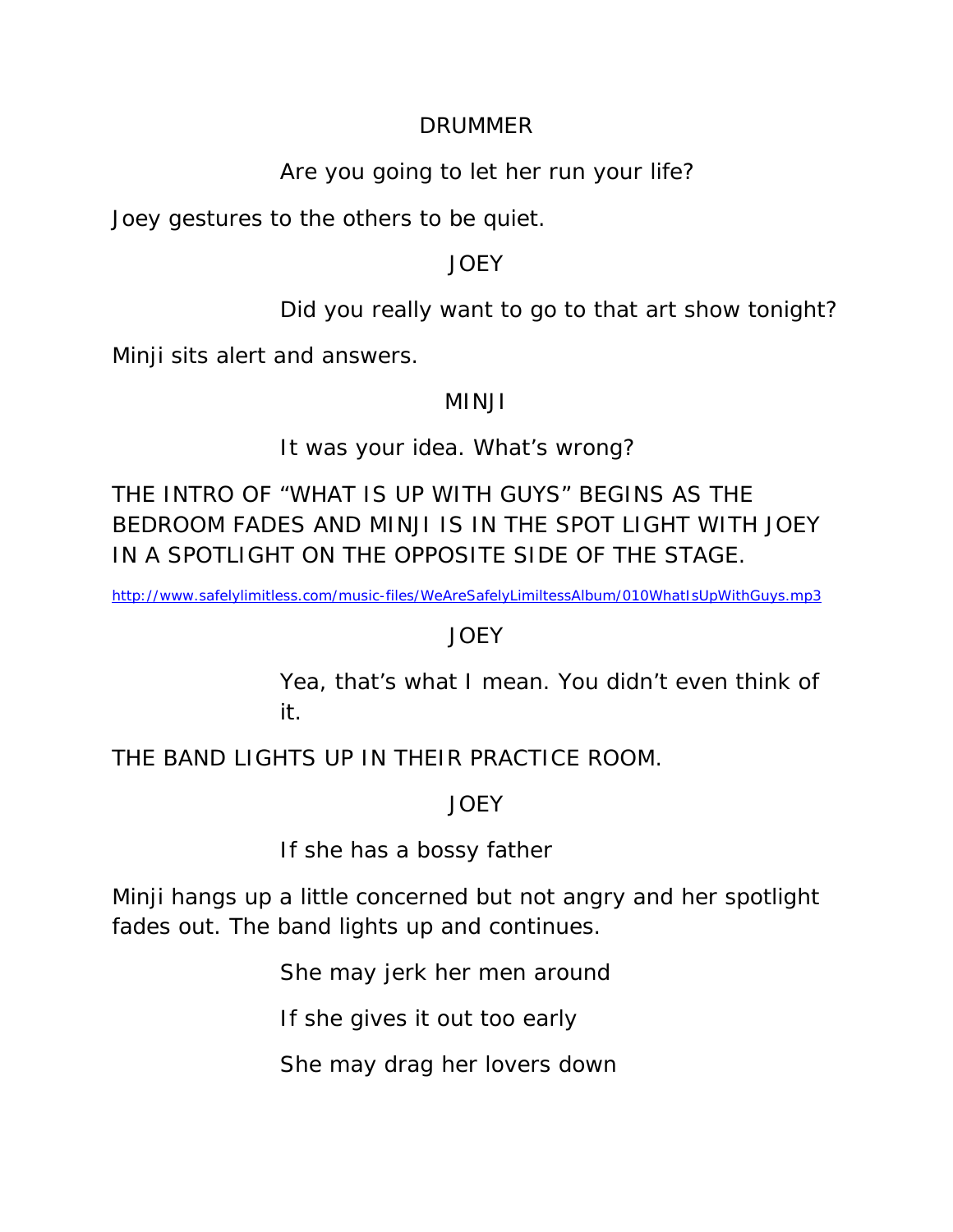DRUMMER

Are you going to let her run your life?

Joey gestures to the others to be quiet.

JOEY

Did you really want to go to that art show tonight?

Minji sits alert and answers.

MINJI

It was your idea. What's wrong?

THE INTRO OF "WHAT IS UP WITH GUYS" BEGINS AS THE BEDROOM FADES AND MINJI IS IN THE SPOT LIGHT WITH JOEY IN A SPOTLIGHT ON THE OPPOSITE SIDE OF THE STAGE.

http://www.safelylimitless.com/music-files/WeAreSafelyLimiltessAlbum/010WhatIsUpWithGuys.mp3

JOEY

Yea, that's what I mean. You didn't even think of it.

THE BAND LIGHTS UP IN THEIR PRACTICE ROOM.

JOEY

If she has a bossy father

Minji hangs up a little concerned but not angry and her spotlight fades out. The band lights up and continues.

She may jerk her men around

If she gives it out too early

She may drag her lovers down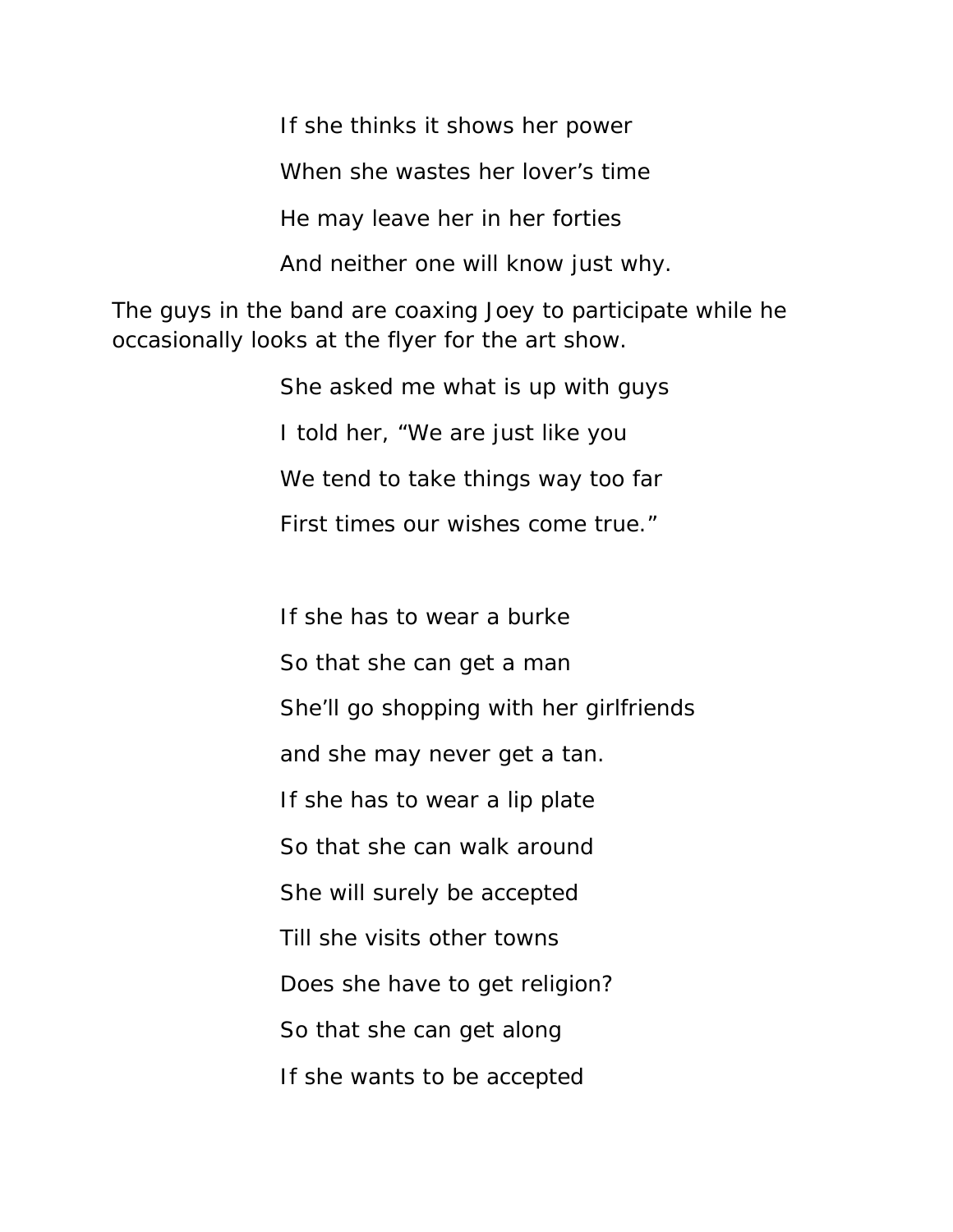If she thinks it shows her power

When she wastes her lover's time

He may leave her in her forties

And neither one will know just why.

The guys in the band are coaxing Joey to participate while he occasionally looks at the flyer for the art show.

She asked me what is up with guys

I told her, "We are just like you

We tend to take things way too far

First times our wishes come true."

If she has to wear a burke

So that she can get a man

She'll go shopping with her girlfriends

and she may never get a tan.

If she has to wear a lip plate

So that she can walk around

She will surely be accepted

Till she visits other towns

Does she have to get religion?

So that she can get along

If she wants to be accepted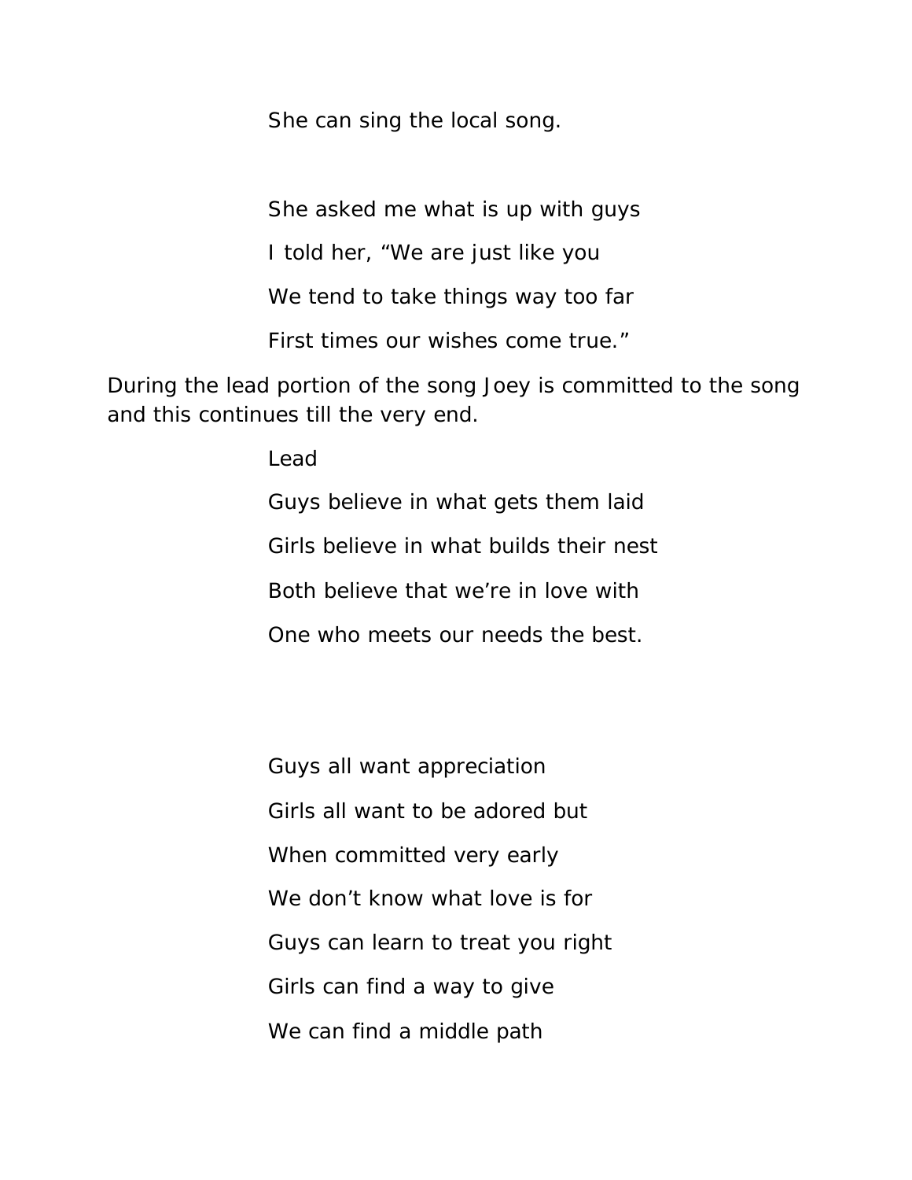She can sing the local song.

She asked me what is up with guys  
I told her, “We are just like you  
We tend to take things way too far  
First times our wishes come true.”

During the lead portion of the song Joey is committed to the song and this continues till the very end.

Lead  
Guys believe in what gets them laid  
Girls believe in what builds their nest  
Both believe that we’re in love with  
One who meets our needs the best.

Guys all want appreciation  
Girls all want to be adored but  
When committed very early  
We don’t know what love is for  
Guys can learn to treat you right  
Girls can find a way to give  
We can find a middle path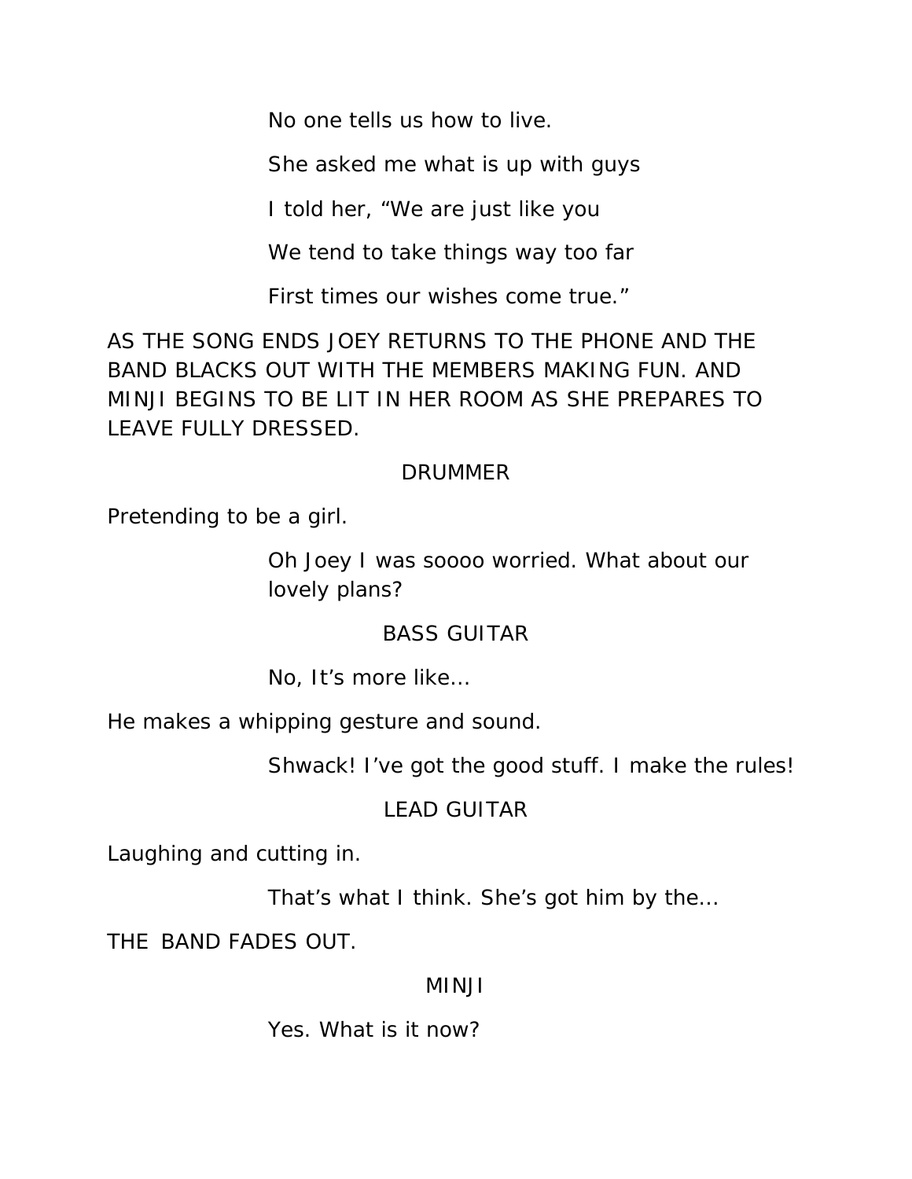No one tells us how to live.

She asked me what is up with guys

I told her, “We are just like you

We tend to take things way too far

First times our wishes come true.”

AS THE SONG ENDS JOEY RETURNS TO THE PHONE AND THE BAND BLACKS OUT WITH THE MEMBERS MAKING FUN. AND MINJI BEGINS TO BE LIT IN HER ROOM AS SHE PREPARES TO LEAVE FULLY DRESSED.

DRUMMER

Pretending to be a girl.

Oh Joey I was soooo worried. What about our lovely plans?

BASS GUITAR

No, It’s more like...

He makes a whipping gesture and sound.

Shwack! I’ve got the good stuff. I make the rules!

LEAD GUITAR

Laughing and cutting in.

That’s what I think. She’s got him by the...

THE BAND FADES OUT.

MINJI

Yes. What is it now?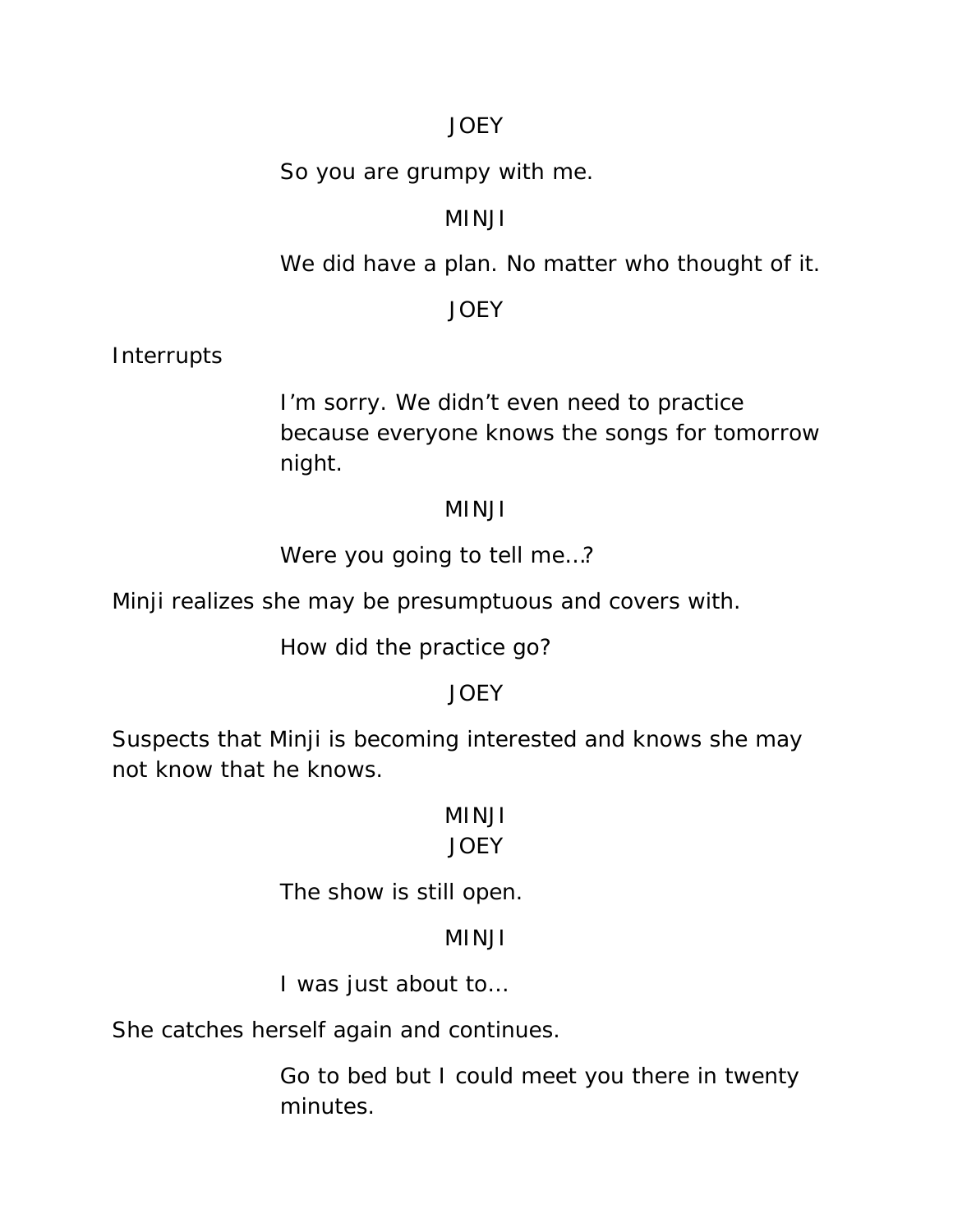JOEY

So you are grumpy with me.

MINJI

We did have a plan. No matter who thought of it.

JOEY

Interrupts

I'm sorry. We didn't even need to practice because everyone knows the songs for tomorrow night.

MINJI

Were you going to tell me…?

Minji realizes she may be presumptuous and covers with.

How did the practice go?

JOEY

Suspects that Minji is becoming interested and knows she may not know that he knows.

MINJI
JOEY

The show is still open.

MINJI

I was just about to…

She catches herself again and continues.

Go to bed but I could meet you there in twenty minutes.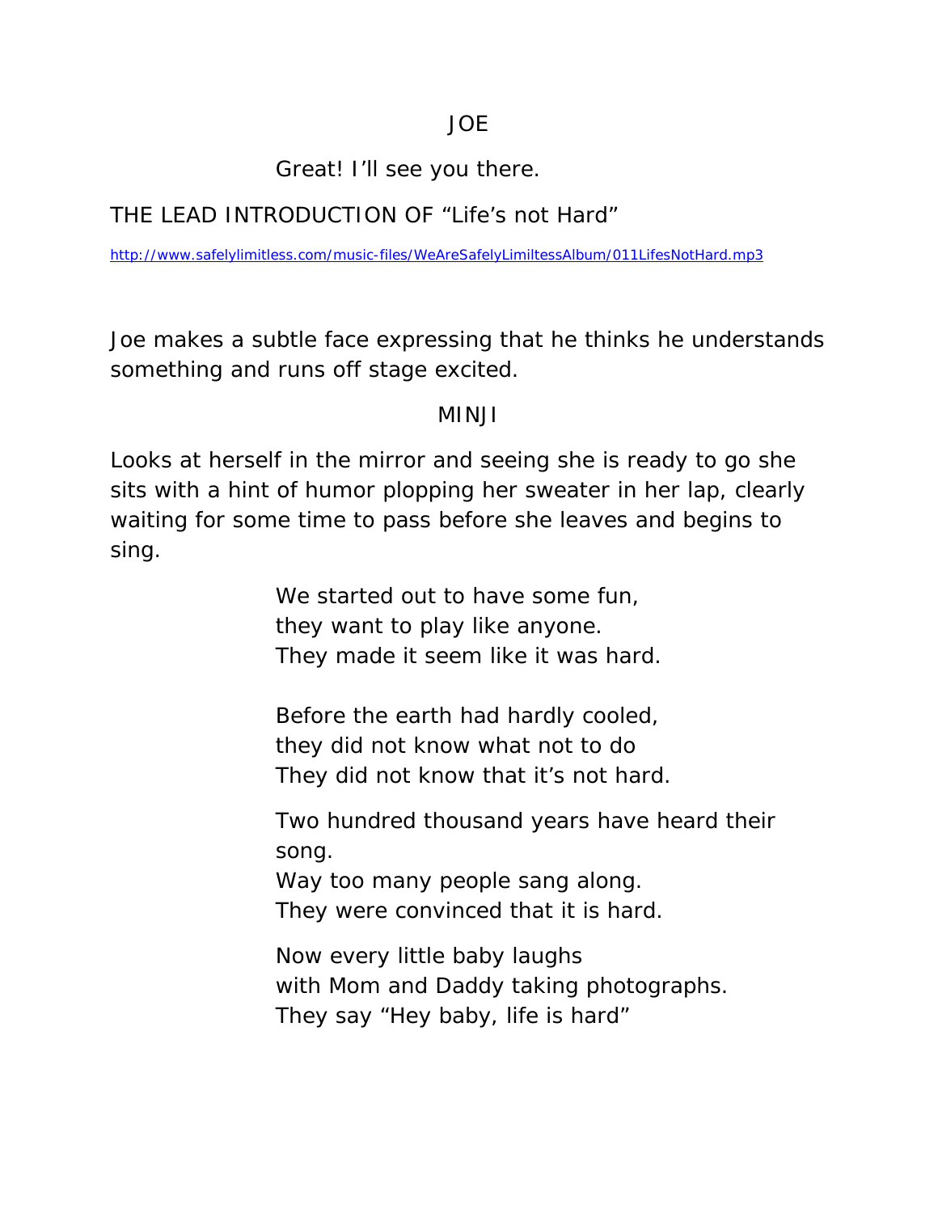JOE

Great! I'll see you there.

THE LEAD INTRODUCTION OF "Life's not Hard"

http://www.safelylimitless.com/music-files/WeAreSafelyLimiltessAlbum/011LifesNotHard.mp3

Joe makes a subtle face expressing that he thinks he understands something and runs off stage excited.

MINJI

Looks at herself in the mirror and seeing she is ready to go she sits with a hint of humor plopping her sweater in her lap, clearly waiting for some time to pass before she leaves and begins to sing.

We started out to have some fun,
they want to play like anyone.
They made it seem like it was hard.

Before the earth had hardly cooled,
they did not know what not to do
They did not know that it's not hard.

Two hundred thousand years have heard their song.
Way too many people sang along.
They were convinced that it is hard.

Now every little baby laughs
with Mom and Daddy taking photographs.
They say "Hey baby, life is hard"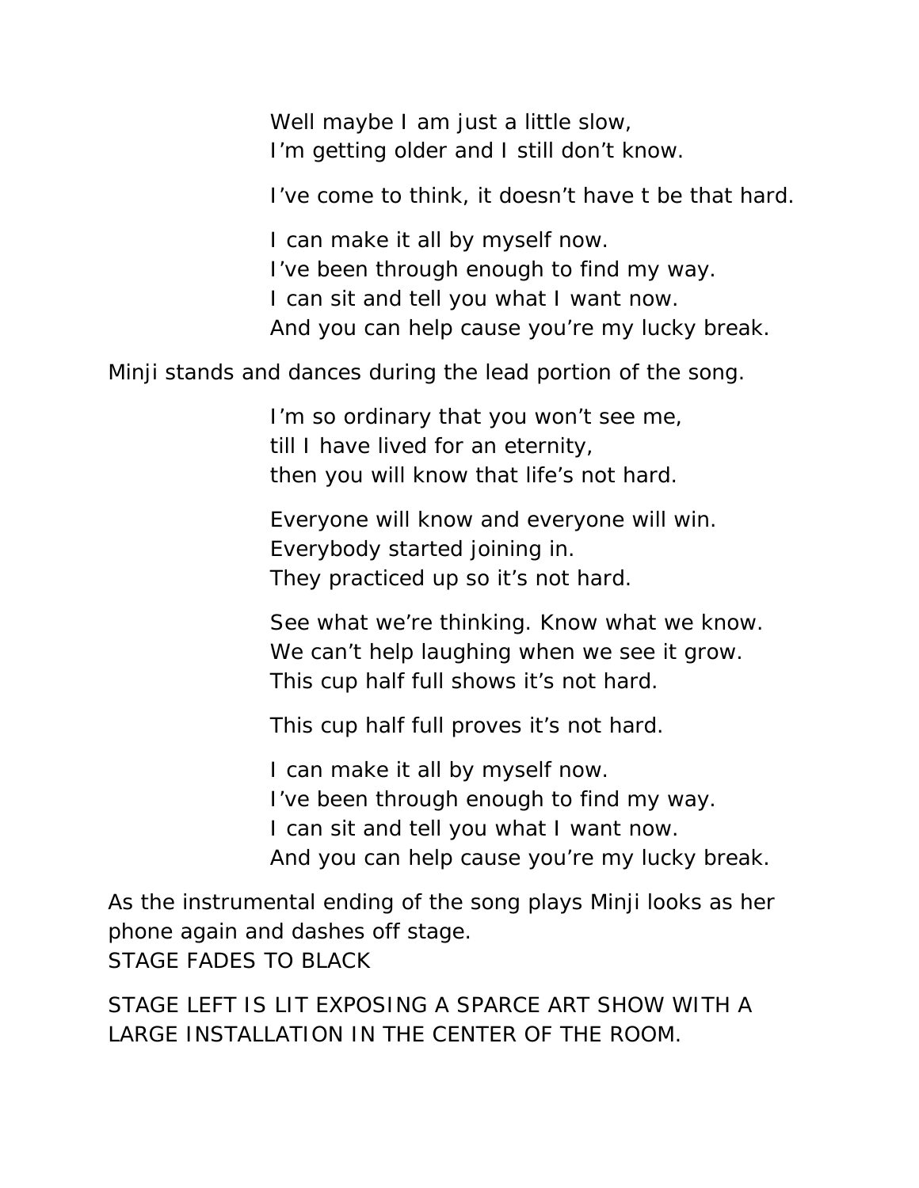Well maybe I am just a little slow,
I'm getting older and I still don't know.

I've come to think, it doesn't have t be that hard.

I can make it all by myself now.
I've been through enough to find my way.
I can sit and tell you what I want now.
And you can help cause you're my lucky break.

Minji stands and dances during the lead portion of the song.

I'm so ordinary that you won't see me,
till I have lived for an eternity,
then you will know that life's not hard.

Everyone will know and everyone will win.
Everybody started joining in.
They practiced up so it's not hard.

See what we're thinking. Know what we know.
We can't help laughing when we see it grow.
This cup half full shows it's not hard.

This cup half full proves it's not hard.

I can make it all by myself now.
I've been through enough to find my way.
I can sit and tell you what I want now.
And you can help cause you're my lucky break.

As the instrumental ending of the song plays Minji looks as her phone again and dashes off stage.
STAGE FADES TO BLACK

STAGE LEFT IS LIT EXPOSING A SPARCE ART SHOW WITH A LARGE INSTALLATION IN THE CENTER OF THE ROOM.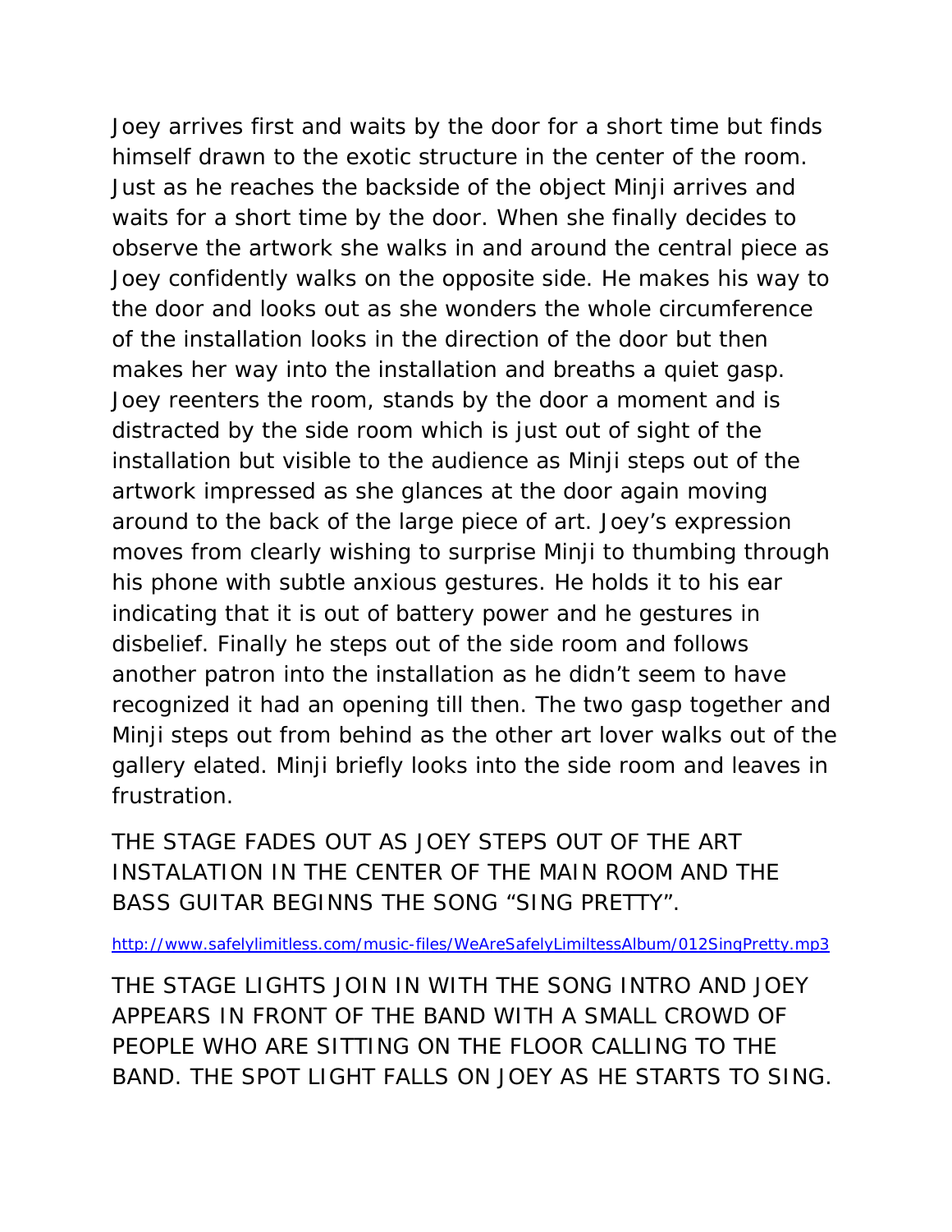Joey arrives first and waits by the door for a short time but finds himself drawn to the exotic structure in the center of the room. Just as he reaches the backside of the object Minji arrives and waits for a short time by the door. When she finally decides to observe the artwork she walks in and around the central piece as Joey confidently walks on the opposite side. He makes his way to the door and looks out as she wonders the whole circumference of the installation looks in the direction of the door but then makes her way into the installation and breaths a quiet gasp. Joey reenters the room, stands by the door a moment and is distracted by the side room which is just out of sight of the installation but visible to the audience as Minji steps out of the artwork impressed as she glances at the door again moving around to the back of the large piece of art. Joey's expression moves from clearly wishing to surprise Minji to thumbing through his phone with subtle anxious gestures. He holds it to his ear indicating that it is out of battery power and he gestures in disbelief. Finally he steps out of the side room and follows another patron into the installation as he didn't seem to have recognized it had an opening till then. The two gasp together and Minji steps out from behind as the other art lover walks out of the gallery elated. Minji briefly looks into the side room and leaves in frustration.

THE STAGE FADES OUT AS JOEY STEPS OUT OF THE ART INSTALATION IN THE CENTER OF THE MAIN ROOM AND THE BASS GUITAR BEGINNS THE SONG "SING PRETTY".

http://www.safelylimitless.com/music-files/WeAreSafelyLimiltessAlbum/012SingPretty.mp3

THE STAGE LIGHTS JOIN IN WITH THE SONG INTRO AND JOEY APPEARS IN FRONT OF THE BAND WITH A SMALL CROWD OF PEOPLE WHO ARE SITTING ON THE FLOOR CALLING TO THE BAND. THE SPOT LIGHT FALLS ON JOEY AS HE STARTS TO SING.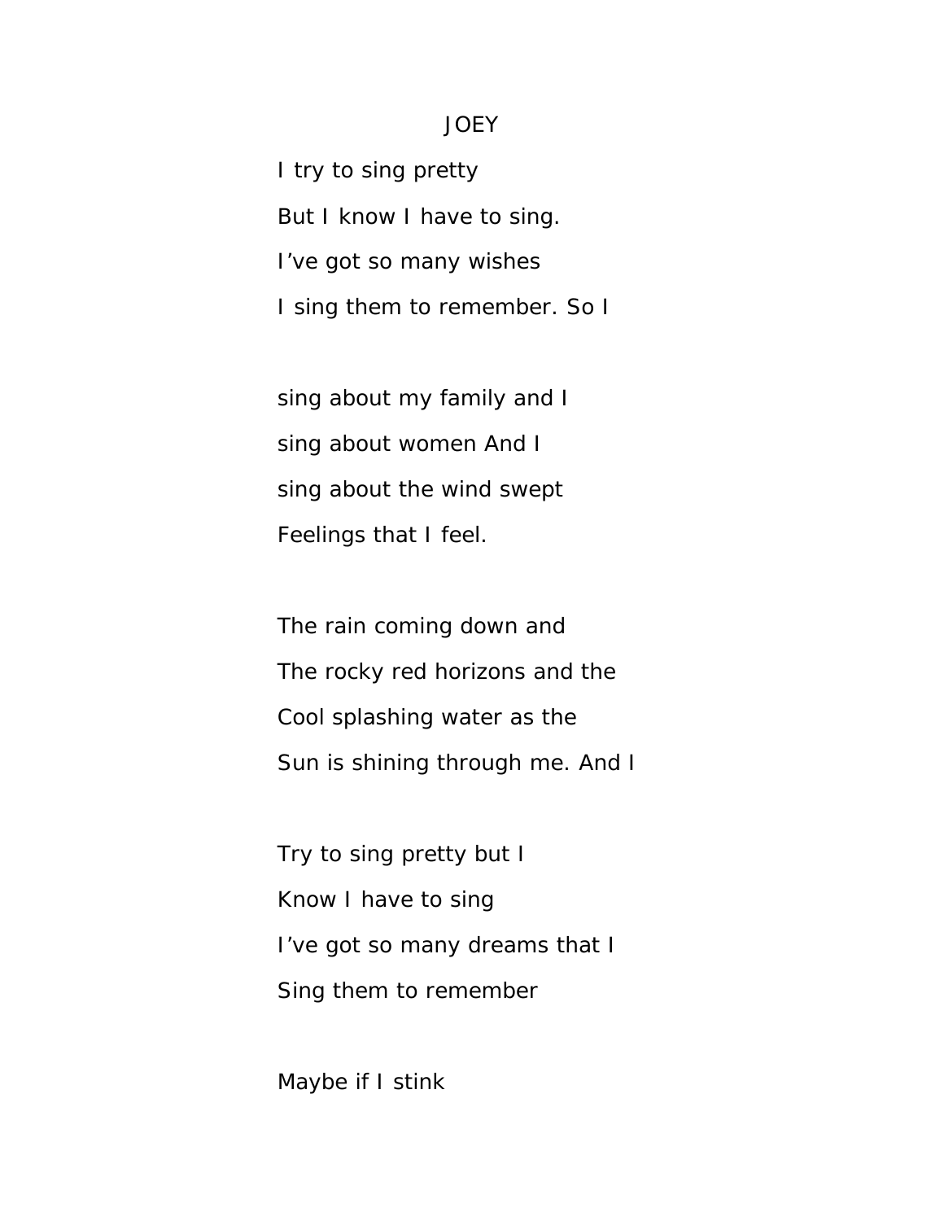# JOEY

I try to sing pretty
But I know I have to sing.
I've got so many wishes
I sing them to remember. So I

sing about my family and I
sing about women And I
sing about the wind swept
Feelings that I feel.

The rain coming down and
The rocky red horizons and the
Cool splashing water as the
Sun is shining through me. And I

Try to sing pretty but I
Know I have to sing
I've got so many dreams that I
Sing them to remember

Maybe if I stink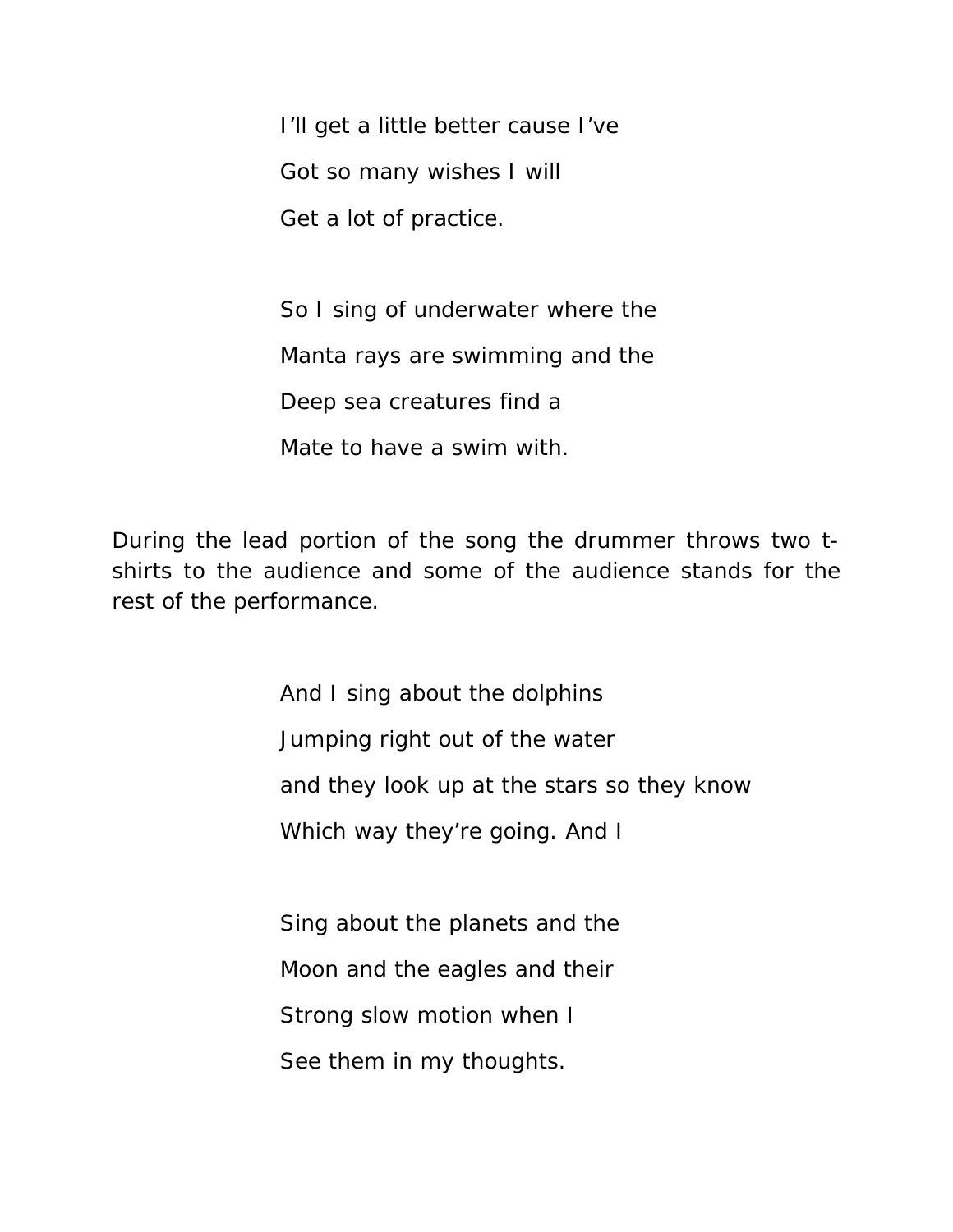I’ll get a little better cause I’ve
Got so many wishes I will
Get a lot of practice.

So I sing of underwater where the
Manta rays are swimming and the
Deep sea creatures find a
Mate to have a swim with.

During the lead portion of the song the drummer throws two t-shirts to the audience and some of the audience stands for the rest of the performance.

And I sing about the dolphins
Jumping right out of the water
and they look up at the stars so they know
Which way they’re going. And I

Sing about the planets and the
Moon and the eagles and their
Strong slow motion when I
See them in my thoughts.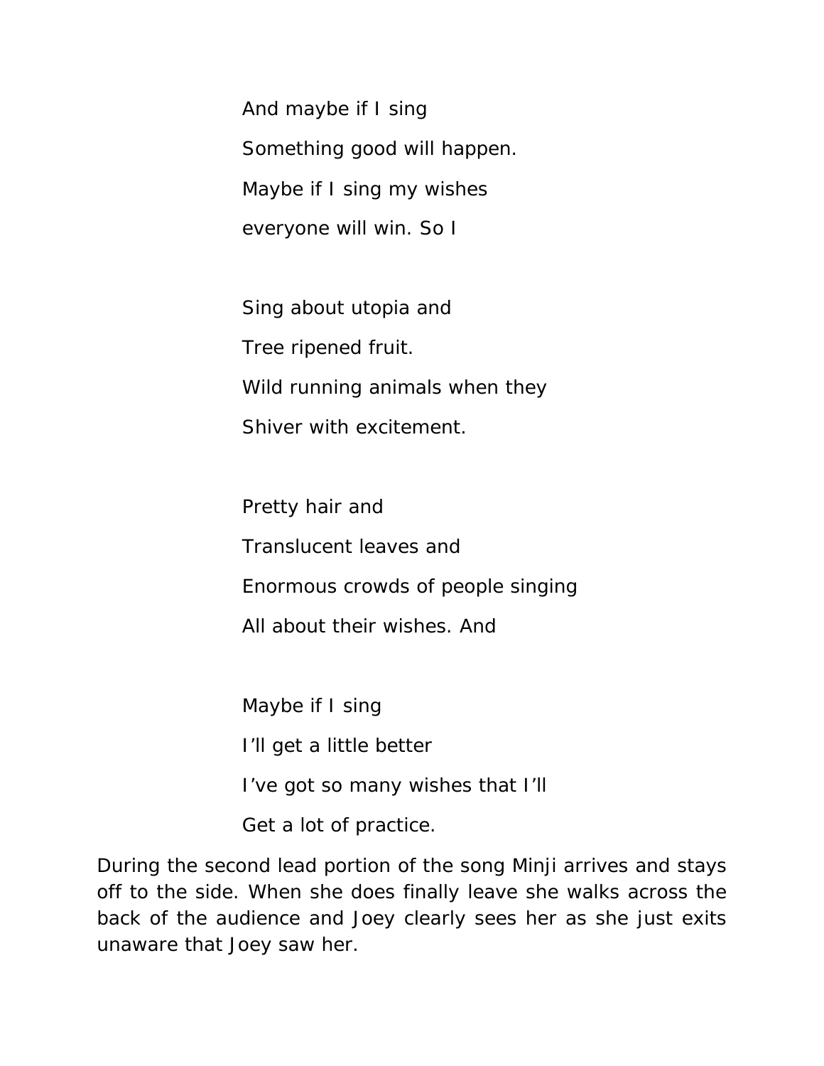And maybe if I sing
Something good will happen.
Maybe if I sing my wishes
everyone will win. So I

Sing about utopia and
Tree ripened fruit.
Wild running animals when they
Shiver with excitement.

Pretty hair and
Translucent leaves and
Enormous crowds of people singing
All about their wishes. And

Maybe if I sing
I'll get a little better
I've got so many wishes that I'll
Get a lot of practice.

During the second lead portion of the song Minji arrives and stays off to the side. When she does finally leave she walks across the back of the audience and Joey clearly sees her as she just exits unaware that Joey saw her.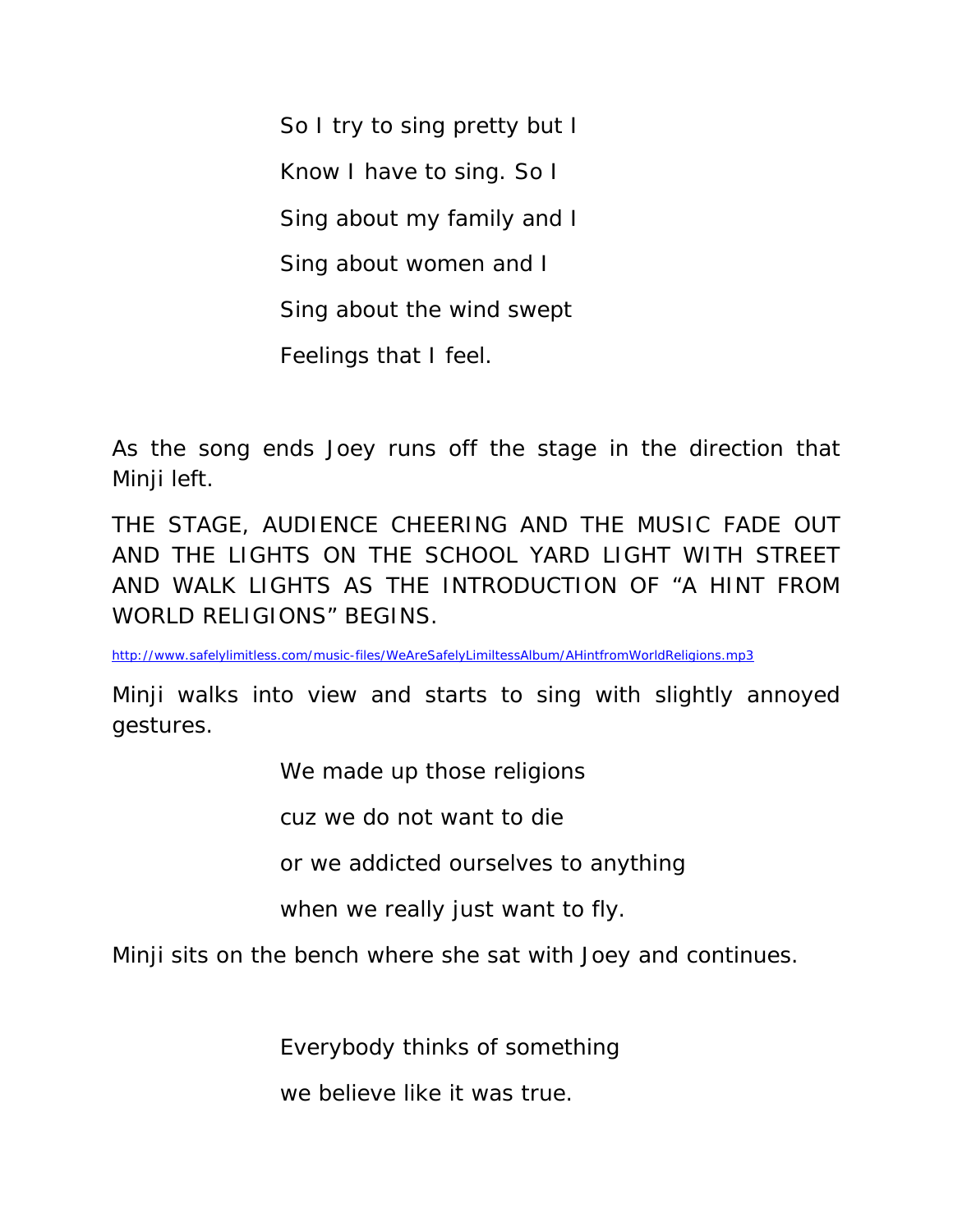So I try to sing pretty but I

Know I have to sing. So I

Sing about my family and I

Sing about women and I

Sing about the wind swept

Feelings that I feel.

As the song ends Joey runs off the stage in the direction that Minji left.

THE STAGE, AUDIENCE CHEERING AND THE MUSIC FADE OUT AND THE LIGHTS ON THE SCHOOL YARD LIGHT WITH STREET AND WALK LIGHTS AS THE INTRODUCTION OF "A HINT FROM WORLD RELIGIONS" BEGINS.

http://www.safelylimitless.com/music-files/WeAreSafelyLimiltessAlbum/AHintfromWorldReligions.mp3

Minji walks into view and starts to sing with slightly annoyed gestures.

We made up those religions

cuz we do not want to die

or we addicted ourselves to anything

when we really just want to fly.

Minji sits on the bench where she sat with Joey and continues.

Everybody thinks of something

we believe like it was true.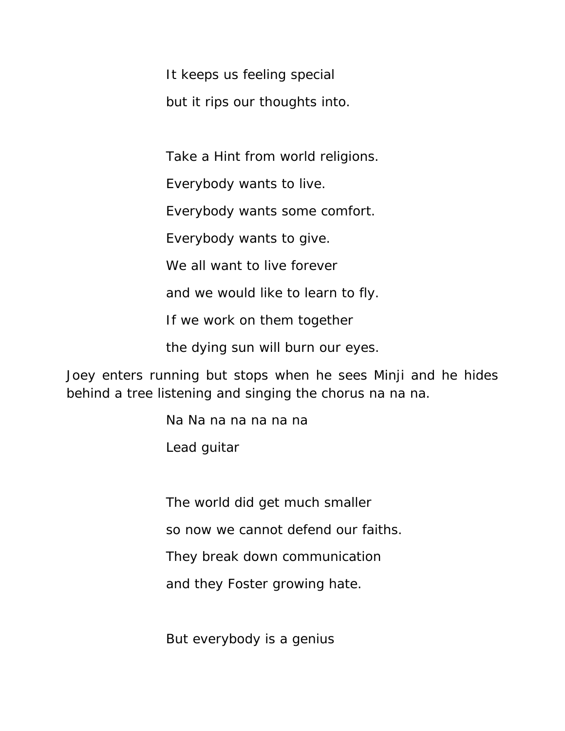It keeps us feeling special

but it rips our thoughts into.

Take a Hint from world religions.

Everybody wants to live.

Everybody wants some comfort.

Everybody wants to give.

We all want to live forever

and we would like to learn to fly.

If we work on them together

the dying sun will burn our eyes.

Joey enters running but stops when he sees Minji and he hides behind a tree listening and singing the chorus na na na.

Na Na na na na na na

Lead guitar

The world did get much smaller

so now we cannot defend our faiths.

They break down communication

and they Foster growing hate.

But everybody is a genius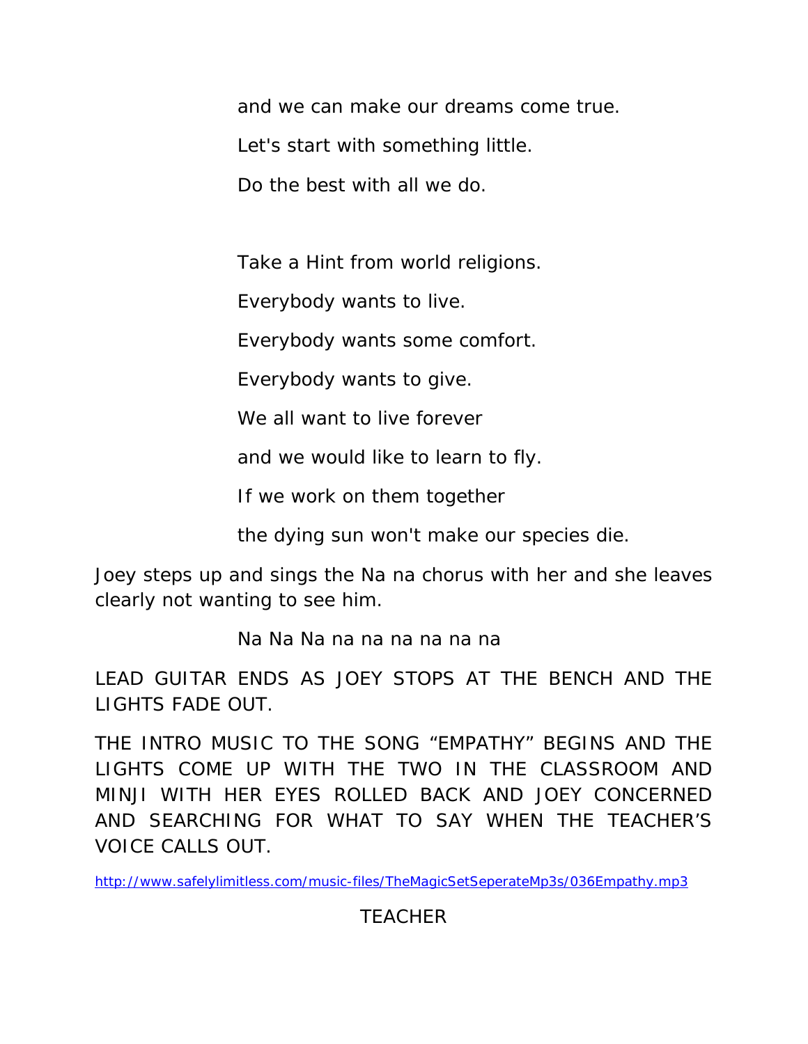and we can make our dreams come true.

Let's start with something little.

Do the best with all we do.

Take a Hint from world religions.

Everybody wants to live.

Everybody wants some comfort.

Everybody wants to give.

We all want to live forever

and we would like to learn to fly.

If we work on them together

the dying sun won't make our species die.

Joey steps up and sings the Na na chorus with her and she leaves clearly not wanting to see him.

Na Na Na na na na na na na

LEAD GUITAR ENDS AS JOEY STOPS AT THE BENCH AND THE LIGHTS FADE OUT.

THE INTRO MUSIC TO THE SONG “EMPATHY” BEGINS AND THE LIGHTS COME UP WITH THE TWO IN THE CLASSROOM AND MINJI WITH HER EYES ROLLED BACK AND JOEY CONCERNED AND SEARCHING FOR WHAT TO SAY WHEN THE TEACHER’S VOICE CALLS OUT.

http://www.safelylimitless.com/music-files/TheMagicSetSeperateMp3s/036Empathy.mp3

TEACHER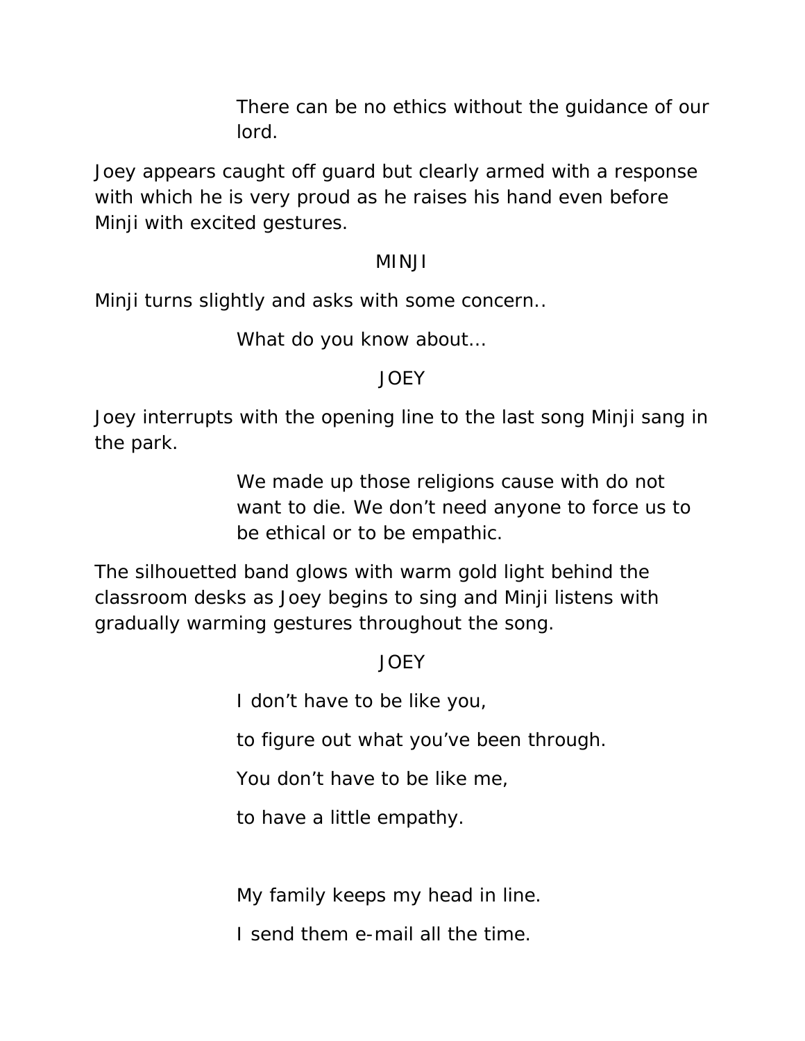There can be no ethics without the guidance of our lord.

Joey appears caught off guard but clearly armed with a response with which he is very proud as he raises his hand even before Minji with excited gestures.

MINJI

Minji turns slightly and asks with some concern..

What do you know about...

JOEY

Joey interrupts with the opening line to the last song Minji sang in the park.

We made up those religions cause with do not want to die. We don't need anyone to force us to be ethical or to be empathic.

The silhouetted band glows with warm gold light behind the classroom desks as Joey begins to sing and Minji listens with gradually warming gestures throughout the song.

JOEY

I don't have to be like you,

to figure out what you've been through.

You don't have to be like me,

to have a little empathy.

My family keeps my head in line.

I send them e-mail all the time.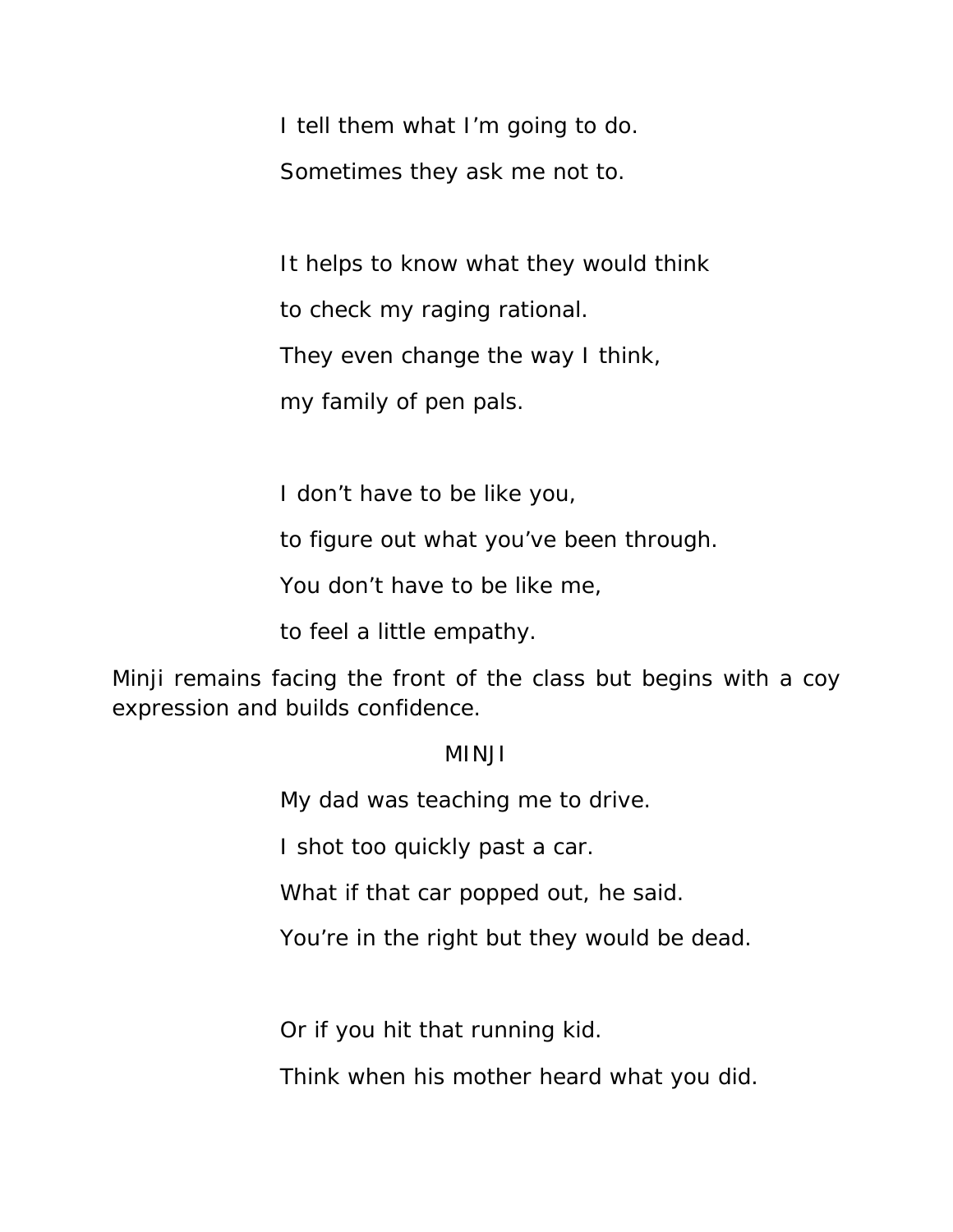I tell them what I’m going to do.

Sometimes they ask me not to.

It helps to know what they would think

to check my raging rational.

They even change the way I think,

my family of pen pals.

I don’t have to be like you,

to figure out what you’ve been through.

You don’t have to be like me,

to feel a little empathy.

Minji remains facing the front of the class but begins with a coy expression and builds confidence.

MINJI

My dad was teaching me to drive.

I shot too quickly past a car.

What if that car popped out, he said.

You’re in the right but they would be dead.

Or if you hit that running kid.

Think when his mother heard what you did.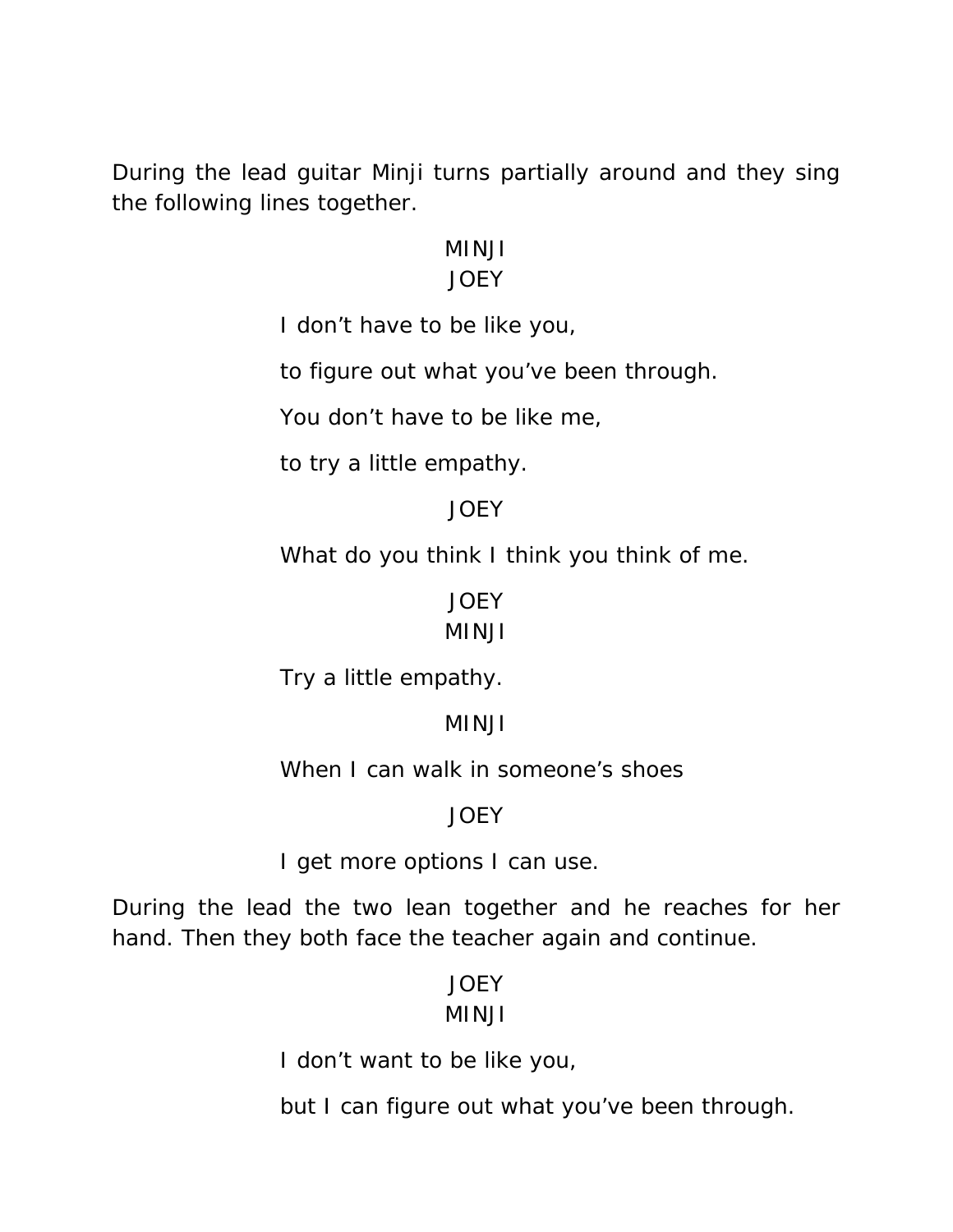During the lead guitar Minji turns partially around and they sing the following lines together.

MINJI
JOEY

I don’t have to be like you,

to figure out what you’ve been through.

You don’t have to be like me,

to try a little empathy.

JOEY

What do you think I think you think of me.

JOEY
MINJI

Try a little empathy.

MINJI

When I can walk in someone’s shoes

JOEY

I get more options I can use.

During the lead the two lean together and he reaches for her hand. Then they both face the teacher again and continue.

JOEY
MINJI

I don’t want to be like you,

but I can figure out what you’ve been through.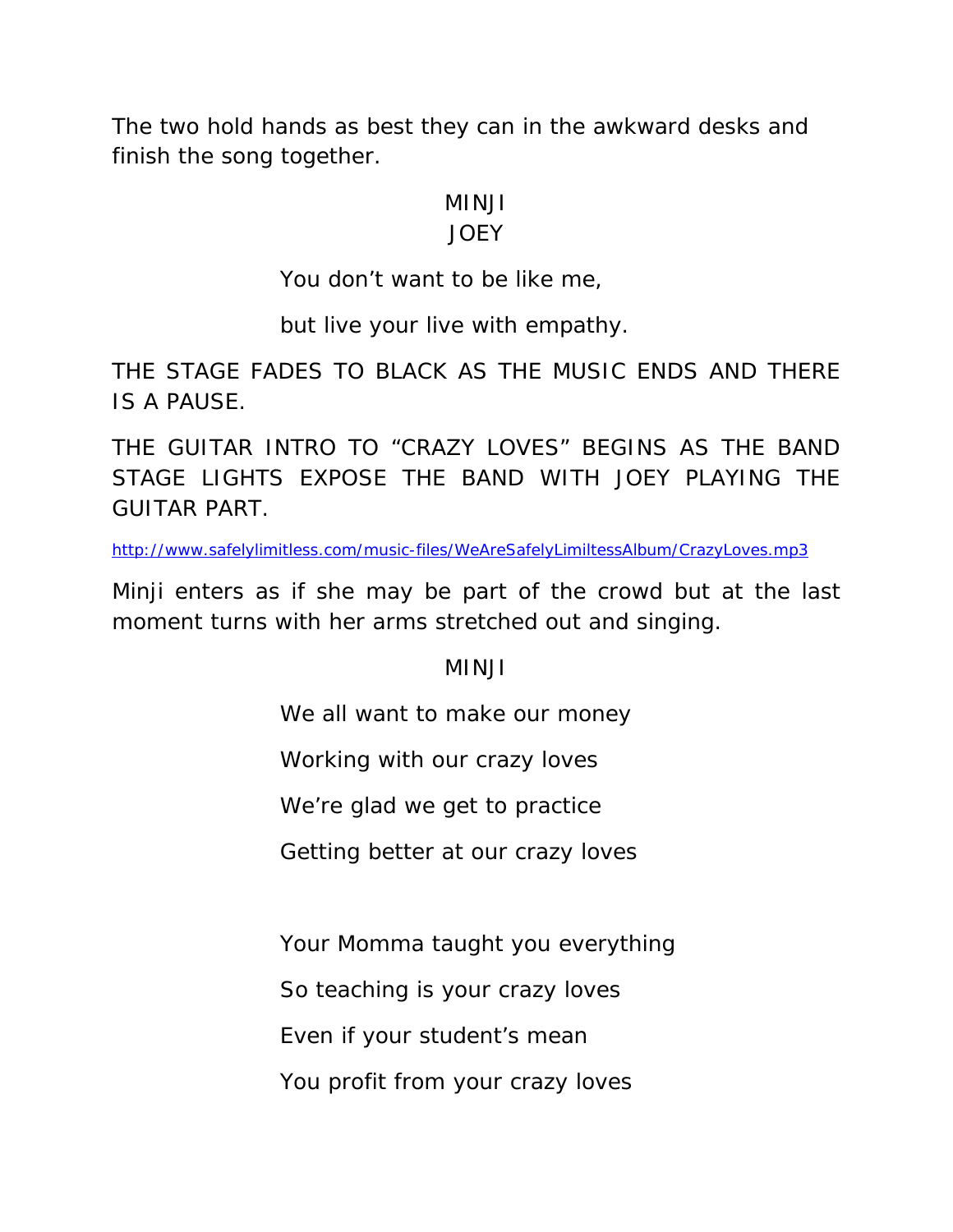The two hold hands as best they can in the awkward desks and finish the song together.

MINJI
JOEY

You don't want to be like me,

but live your live with empathy.

THE STAGE FADES TO BLACK AS THE MUSIC ENDS AND THERE IS A PAUSE.

THE GUITAR INTRO TO "CRAZY LOVES" BEGINS AS THE BAND STAGE LIGHTS EXPOSE THE BAND WITH JOEY PLAYING THE GUITAR PART.

http://www.safelylimitless.com/music-files/WeAreSafelyLimiltessAlbum/CrazyLoves.mp3

Minji enters as if she may be part of the crowd but at the last moment turns with her arms stretched out and singing.

MINJI

We all want to make our money

Working with our crazy loves

We're glad we get to practice

Getting better at our crazy loves

Your Momma taught you everything

So teaching is your crazy loves

Even if your student's mean

You profit from your crazy loves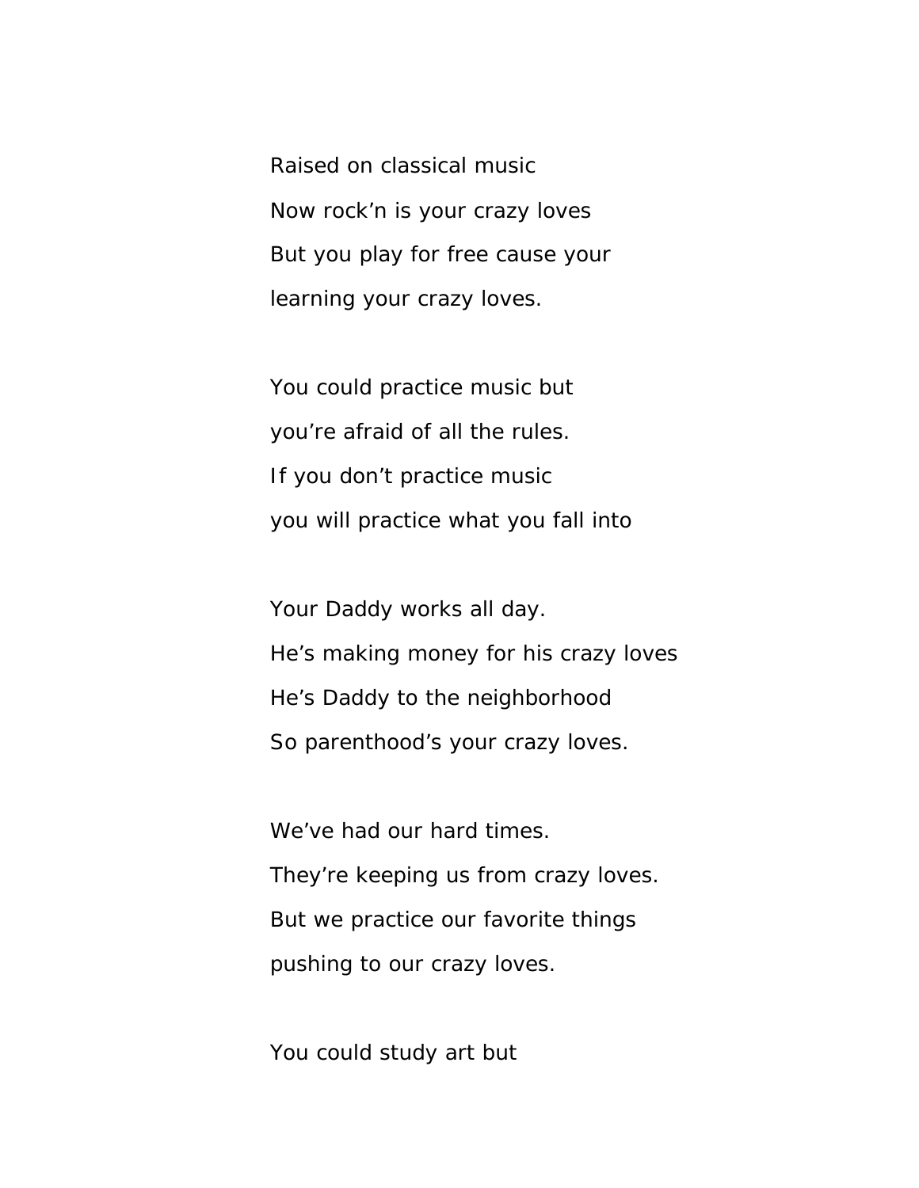Raised on classical music  
Now rock'n is your crazy loves  
But you play for free cause your  
learning your crazy loves.

You could practice music but  
you're afraid of all the rules.  
If you don't practice music  
you will practice what you fall into

Your Daddy works all day.  
He's making money for his crazy loves  
He's Daddy to the neighborhood  
So parenthood's your crazy loves.

We've had our hard times.  
They're keeping us from crazy loves.  
But we practice our favorite things  
pushing to our crazy loves.

You could study art but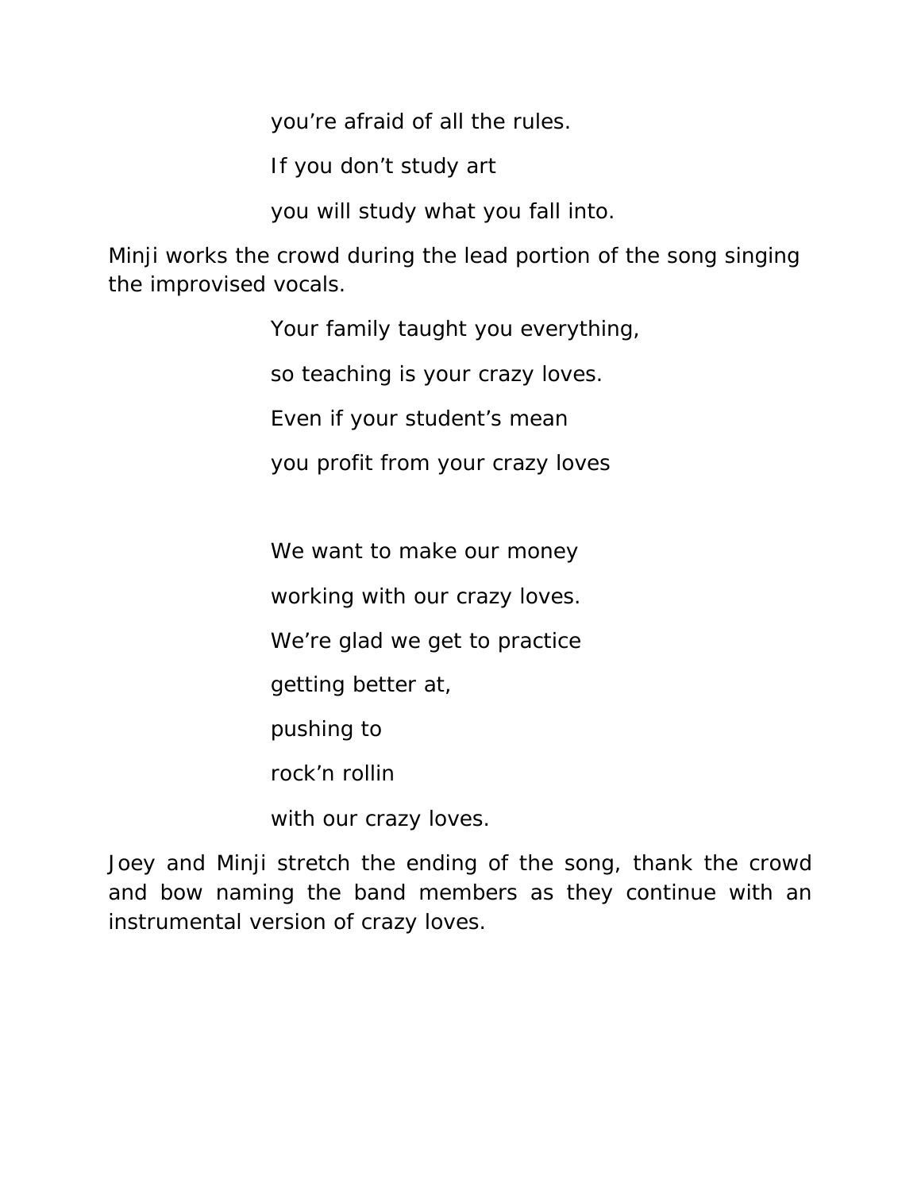you're afraid of all the rules.

If you don't study art

you will study what you fall into.

Minji works the crowd during the lead portion of the song singing the improvised vocals.

Your family taught you everything,

so teaching is your crazy loves.

Even if your student's mean

you profit from your crazy loves

We want to make our money

working with our crazy loves.

We're glad we get to practice

getting better at,

pushing to

rock'n rollin

with our crazy loves.

Joey and Minji stretch the ending of the song, thank the crowd and bow naming the band members as they continue with an instrumental version of crazy loves.